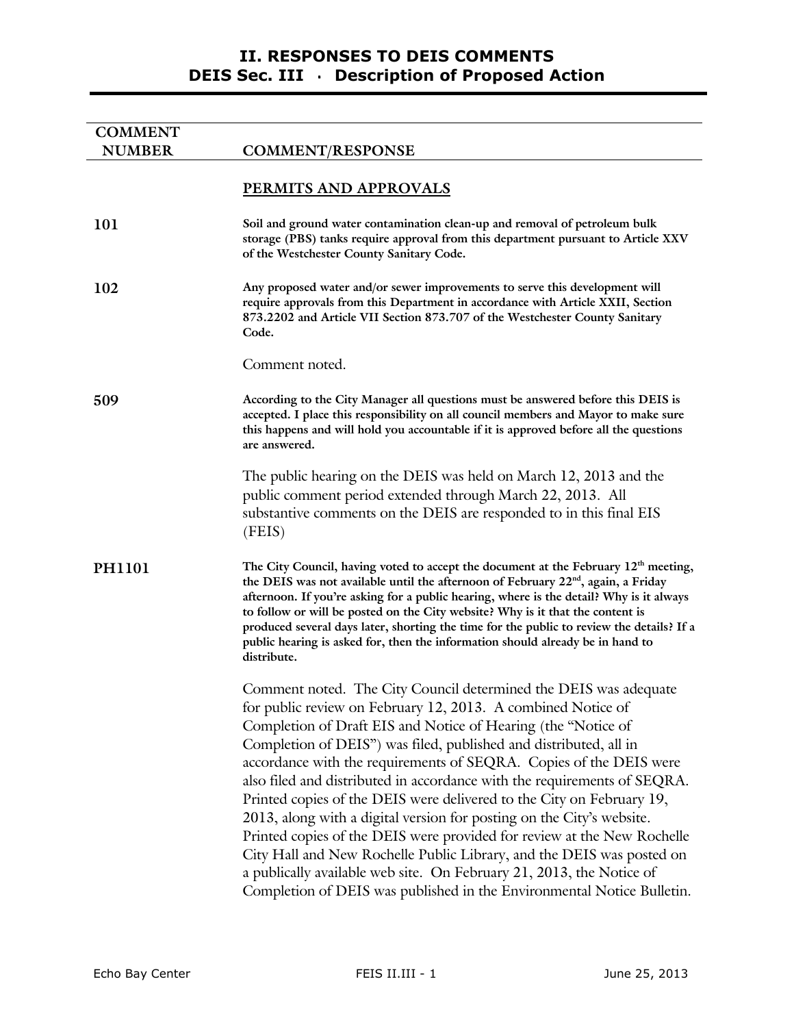# II. RESPONSES TO DEIS COMMENTS
## DEIS Sec. III · Description of Proposed Action

| COMMENT NUMBER | COMMENT/RESPONSE |
|---|---|

### PERMITS AND APPROVALS

**101** — **Soil and ground water contamination clean-up and removal of petroleum bulk storage (PBS) tanks require approval from this department pursuant to Article XXV of the Westchester County Sanitary Code.**

**102** — **Any proposed water and/or sewer improvements to serve this development will require approvals from this Department in accordance with Article XXII, Section 873.2202 and Article VII Section 873.707 of the Westchester County Sanitary Code.**

Comment noted.

**509** — **According to the City Manager all questions must be answered before this DEIS is accepted. I place this responsibility on all council members and Mayor to make sure this happens and will hold you accountable if it is approved before all the questions are answered.**

The public hearing on the DEIS was held on March 12, 2013 and the public comment period extended through March 22, 2013. All substantive comments on the DEIS are responded to in this final EIS (FEIS)

**PH1101** — **The City Council, having voted to accept the document at the February 12th meeting, the DEIS was not available until the afternoon of February 22nd, again, a Friday afternoon. If you're asking for a public hearing, where is the detail? Why is it always to follow or will be posted on the City website? Why is it that the content is produced several days later, shorting the time for the public to review the details? If a public hearing is asked for, then the information should already be in hand to distribute.**

Comment noted. The City Council determined the DEIS was adequate for public review on February 12, 2013. A combined Notice of Completion of Draft EIS and Notice of Hearing (the "Notice of Completion of DEIS") was filed, published and distributed, all in accordance with the requirements of SEQRA. Copies of the DEIS were also filed and distributed in accordance with the requirements of SEQRA. Printed copies of the DEIS were delivered to the City on February 19, 2013, along with a digital version for posting on the City's website. Printed copies of the DEIS were provided for review at the New Rochelle City Hall and New Rochelle Public Library, and the DEIS was posted on a publically available web site. On February 21, 2013, the Notice of Completion of DEIS was published in the Environmental Notice Bulletin.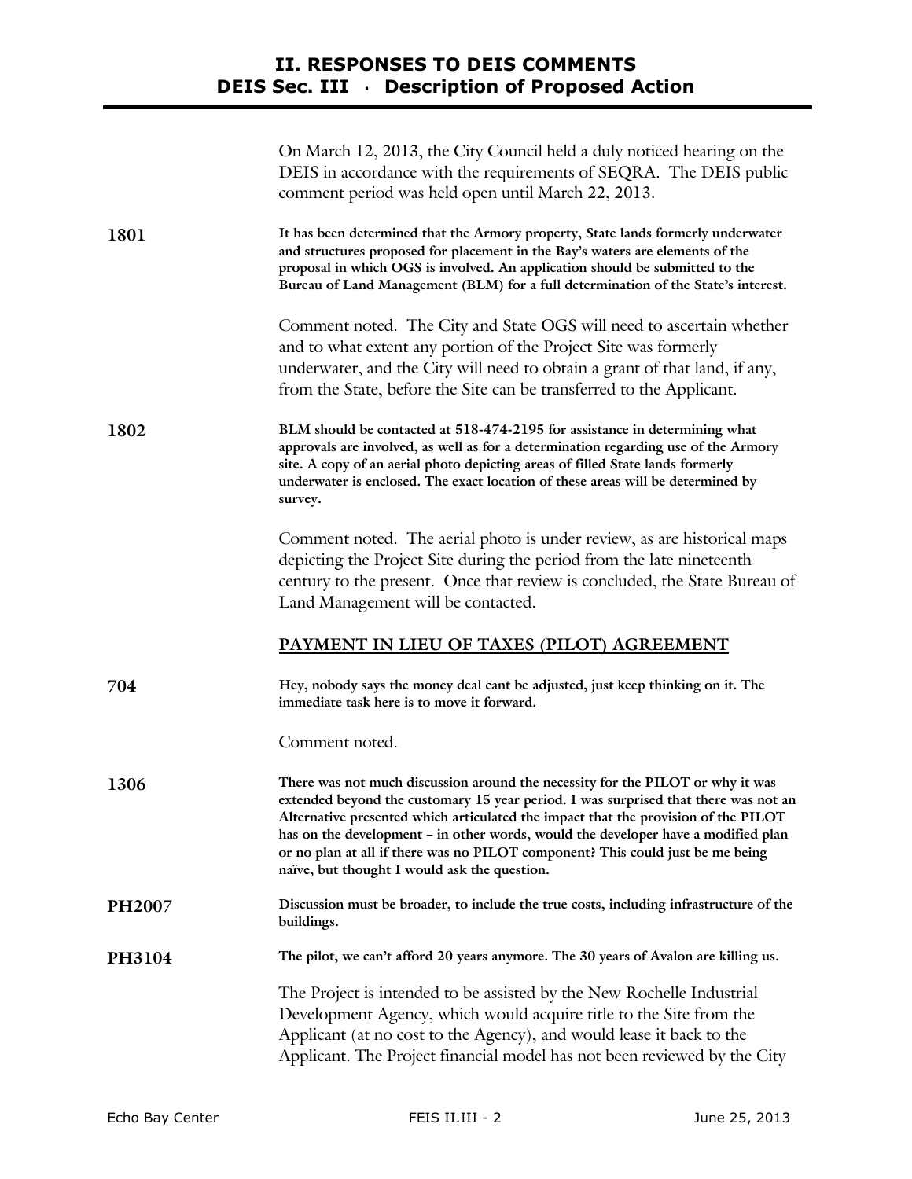On March 12, 2013, the City Council held a duly noticed hearing on the DEIS in accordance with the requirements of SEQRA. The DEIS public comment period was held open until March 22, 2013.

**1801** **It has been determined that the Armory property, State lands formerly underwater and structures proposed for placement in the Bay's waters are elements of the proposal in which OGS is involved. An application should be submitted to the Bureau of Land Management (BLM) for a full determination of the State's interest.**

Comment noted. The City and State OGS will need to ascertain whether and to what extent any portion of the Project Site was formerly underwater, and the City will need to obtain a grant of that land, if any, from the State, before the Site can be transferred to the Applicant.

**1802** **BLM should be contacted at 518-474-2195 for assistance in determining what approvals are involved, as well as for a determination regarding use of the Armory site. A copy of an aerial photo depicting areas of filled State lands formerly underwater is enclosed. The exact location of these areas will be determined by survey.**

Comment noted. The aerial photo is under review, as are historical maps depicting the Project Site during the period from the late nineteenth century to the present. Once that review is concluded, the State Bureau of Land Management will be contacted.

## PAYMENT IN LIEU OF TAXES (PILOT) AGREEMENT

**704** **Hey, nobody says the money deal cant be adjusted, just keep thinking on it. The immediate task here is to move it forward.**

Comment noted.

**1306** **There was not much discussion around the necessity for the PILOT or why it was extended beyond the customary 15 year period. I was surprised that there was not an Alternative presented which articulated the impact that the provision of the PILOT has on the development – in other words, would the developer have a modified plan or no plan at all if there was no PILOT component? This could just be me being naïve, but thought I would ask the question.**

**PH2007** **Discussion must be broader, to include the true costs, including infrastructure of the buildings.**

**PH3104** **The pilot, we can't afford 20 years anymore. The 30 years of Avalon are killing us.**

The Project is intended to be assisted by the New Rochelle Industrial Development Agency, which would acquire title to the Site from the Applicant (at no cost to the Agency), and would lease it back to the Applicant. The Project financial model has not been reviewed by the City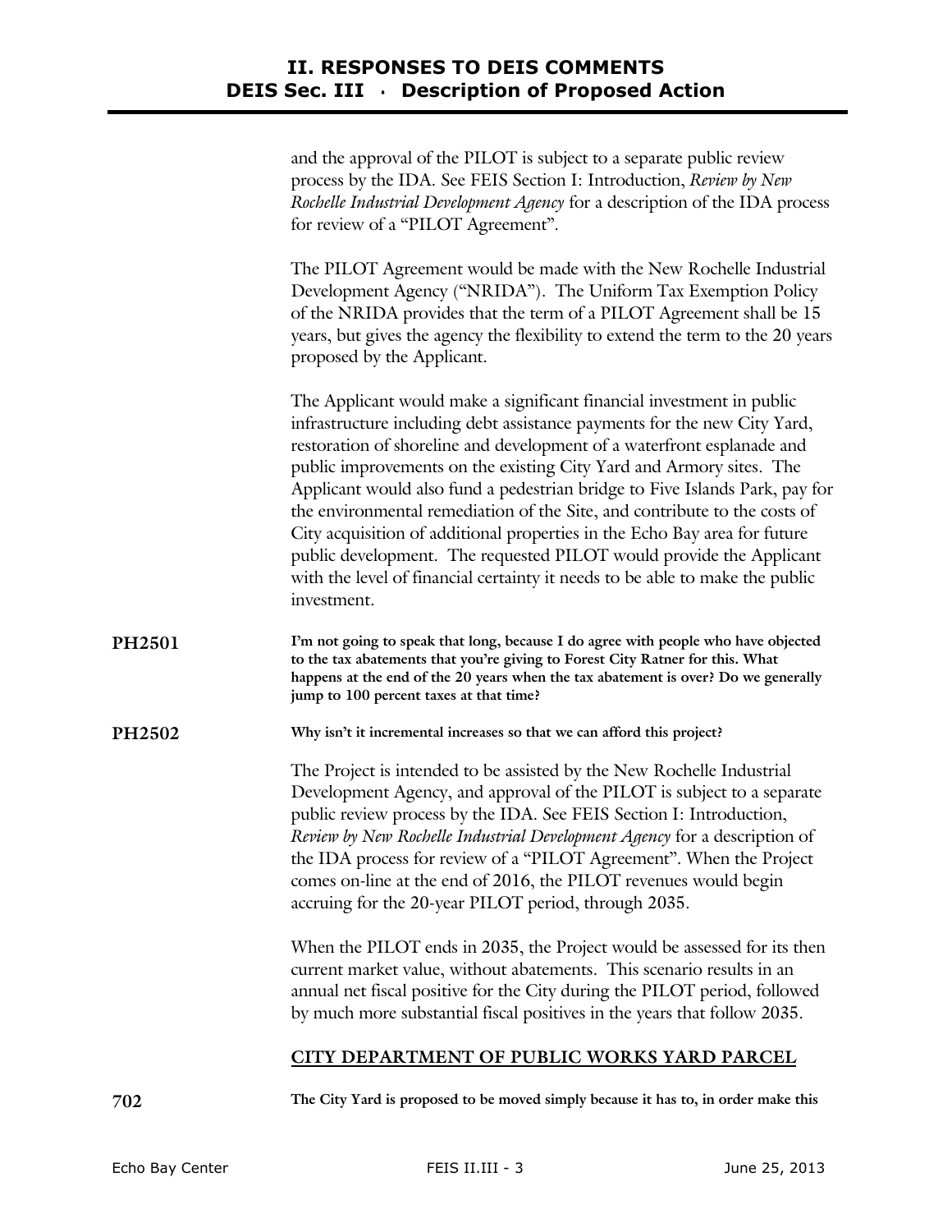and the approval of the PILOT is subject to a separate public review process by the IDA. See FEIS Section I: Introduction, *Review by New Rochelle Industrial Development Agency* for a description of the IDA process for review of a "PILOT Agreement".

The PILOT Agreement would be made with the New Rochelle Industrial Development Agency ("NRIDA"). The Uniform Tax Exemption Policy of the NRIDA provides that the term of a PILOT Agreement shall be 15 years, but gives the agency the flexibility to extend the term to the 20 years proposed by the Applicant.

The Applicant would make a significant financial investment in public infrastructure including debt assistance payments for the new City Yard, restoration of shoreline and development of a waterfront esplanade and public improvements on the existing City Yard and Armory sites. The Applicant would also fund a pedestrian bridge to Five Islands Park, pay for the environmental remediation of the Site, and contribute to the costs of City acquisition of additional properties in the Echo Bay area for future public development. The requested PILOT would provide the Applicant with the level of financial certainty it needs to be able to make the public investment.

**PH2501** **I'm not going to speak that long, because I do agree with people who have objected to the tax abatements that you're giving to Forest City Ratner for this. What happens at the end of the 20 years when the tax abatement is over? Do we generally jump to 100 percent taxes at that time?**

**PH2502** **Why isn't it incremental increases so that we can afford this project?**

The Project is intended to be assisted by the New Rochelle Industrial Development Agency, and approval of the PILOT is subject to a separate public review process by the IDA. See FEIS Section I: Introduction, *Review by New Rochelle Industrial Development Agency* for a description of the IDA process for review of a "PILOT Agreement". When the Project comes on-line at the end of 2016, the PILOT revenues would begin accruing for the 20-year PILOT period, through 2035.

When the PILOT ends in 2035, the Project would be assessed for its then current market value, without abatements. This scenario results in an annual net fiscal positive for the City during the PILOT period, followed by much more substantial fiscal positives in the years that follow 2035.

## CITY DEPARTMENT OF PUBLIC WORKS YARD PARCEL

**702** **The City Yard is proposed to be moved simply because it has to, in order make this**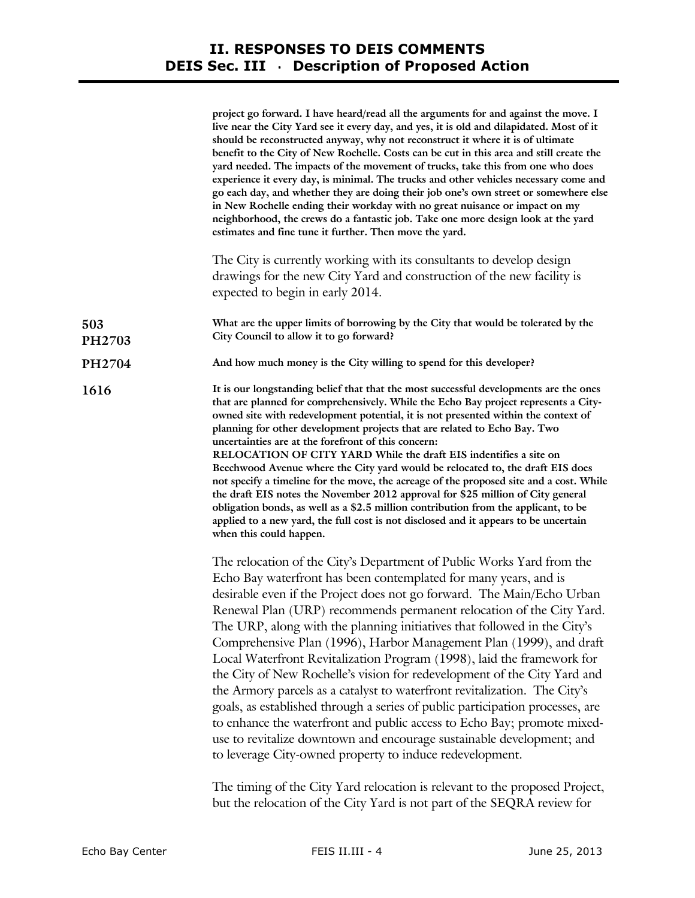**project go forward. I have heard/read all the arguments for and against the move. I live near the City Yard see it every day, and yes, it is old and dilapidated. Most of it should be reconstructed anyway, why not reconstruct it where it is of ultimate benefit to the City of New Rochelle. Costs can be cut in this area and still create the yard needed. The impacts of the movement of trucks, take this from one who does experience it every day, is minimal. The trucks and other vehicles necessary come and go each day, and whether they are doing their job one's own street or somewhere else in New Rochelle ending their workday with no great nuisance or impact on my neighborhood, the crews do a fantastic job. Take one more design look at the yard estimates and fine tune it further. Then move the yard.**

The City is currently working with its consultants to develop design drawings for the new City Yard and construction of the new facility is expected to begin in early 2014.

**503**
**PH2703**

**What are the upper limits of borrowing by the City that would be tolerated by the City Council to allow it to go forward?**

**PH2704**

**And how much money is the City willing to spend for this developer?**

**1616**

**It is our longstanding belief that that the most successful developments are the ones that are planned for comprehensively. While the Echo Bay project represents a City-owned site with redevelopment potential, it is not presented within the context of planning for other development projects that are related to Echo Bay. Two uncertainties are at the forefront of this concern:**
**RELOCATION OF CITY YARD While the draft EIS indentifies a site on Beechwood Avenue where the City yard would be relocated to, the draft EIS does not specify a timeline for the move, the acreage of the proposed site and a cost. While the draft EIS notes the November 2012 approval for $25 million of City general obligation bonds, as well as a $2.5 million contribution from the applicant, to be applied to a new yard, the full cost is not disclosed and it appears to be uncertain when this could happen.**

The relocation of the City's Department of Public Works Yard from the Echo Bay waterfront has been contemplated for many years, and is desirable even if the Project does not go forward. The Main/Echo Urban Renewal Plan (URP) recommends permanent relocation of the City Yard. The URP, along with the planning initiatives that followed in the City's Comprehensive Plan (1996), Harbor Management Plan (1999), and draft Local Waterfront Revitalization Program (1998), laid the framework for the City of New Rochelle's vision for redevelopment of the City Yard and the Armory parcels as a catalyst to waterfront revitalization. The City's goals, as established through a series of public participation processes, are to enhance the waterfront and public access to Echo Bay; promote mixed-use to revitalize downtown and encourage sustainable development; and to leverage City-owned property to induce redevelopment.

The timing of the City Yard relocation is relevant to the proposed Project, but the relocation of the City Yard is not part of the SEQRA review for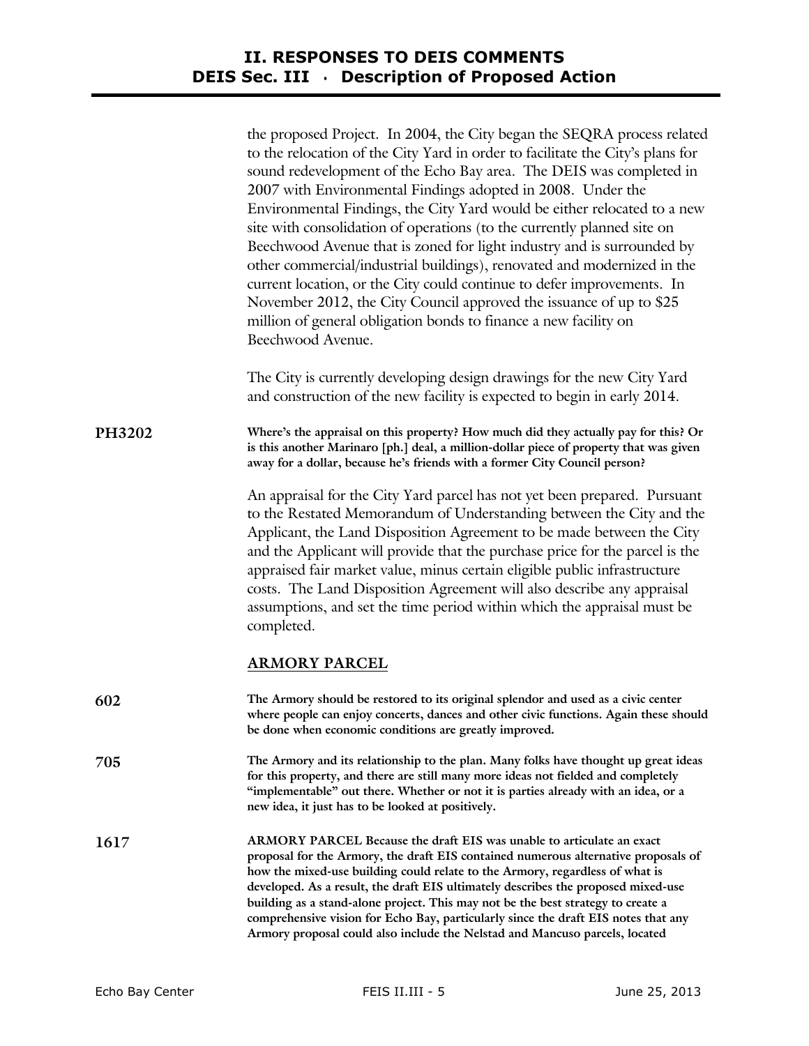the proposed Project. In 2004, the City began the SEQRA process related to the relocation of the City Yard in order to facilitate the City's plans for sound redevelopment of the Echo Bay area. The DEIS was completed in 2007 with Environmental Findings adopted in 2008. Under the Environmental Findings, the City Yard would be either relocated to a new site with consolidation of operations (to the currently planned site on Beechwood Avenue that is zoned for light industry and is surrounded by other commercial/industrial buildings), renovated and modernized in the current location, or the City could continue to defer improvements. In November 2012, the City Council approved the issuance of up to $25 million of general obligation bonds to finance a new facility on Beechwood Avenue.

The City is currently developing design drawings for the new City Yard and construction of the new facility is expected to begin in early 2014.

**PH3202** **Where's the appraisal on this property? How much did they actually pay for this? Or is this another Marinaro [ph.] deal, a million-dollar piece of property that was given away for a dollar, because he's friends with a former City Council person?**

An appraisal for the City Yard parcel has not yet been prepared. Pursuant to the Restated Memorandum of Understanding between the City and the Applicant, the Land Disposition Agreement to be made between the City and the Applicant will provide that the purchase price for the parcel is the appraised fair market value, minus certain eligible public infrastructure costs. The Land Disposition Agreement will also describe any appraisal assumptions, and set the time period within which the appraisal must be completed.

**ARMORY PARCEL**

**602** **The Armory should be restored to its original splendor and used as a civic center where people can enjoy concerts, dances and other civic functions. Again these should be done when economic conditions are greatly improved.**

**705** **The Armory and its relationship to the plan. Many folks have thought up great ideas for this property, and there are still many more ideas not fielded and completely "implementable" out there. Whether or not it is parties already with an idea, or a new idea, it just has to be looked at positively.**

**1617** **ARMORY PARCEL Because the draft EIS was unable to articulate an exact proposal for the Armory, the draft EIS contained numerous alternative proposals of how the mixed-use building could relate to the Armory, regardless of what is developed. As a result, the draft EIS ultimately describes the proposed mixed-use building as a stand-alone project. This may not be the best strategy to create a comprehensive vision for Echo Bay, particularly since the draft EIS notes that any Armory proposal could also include the Nelstad and Mancuso parcels, located**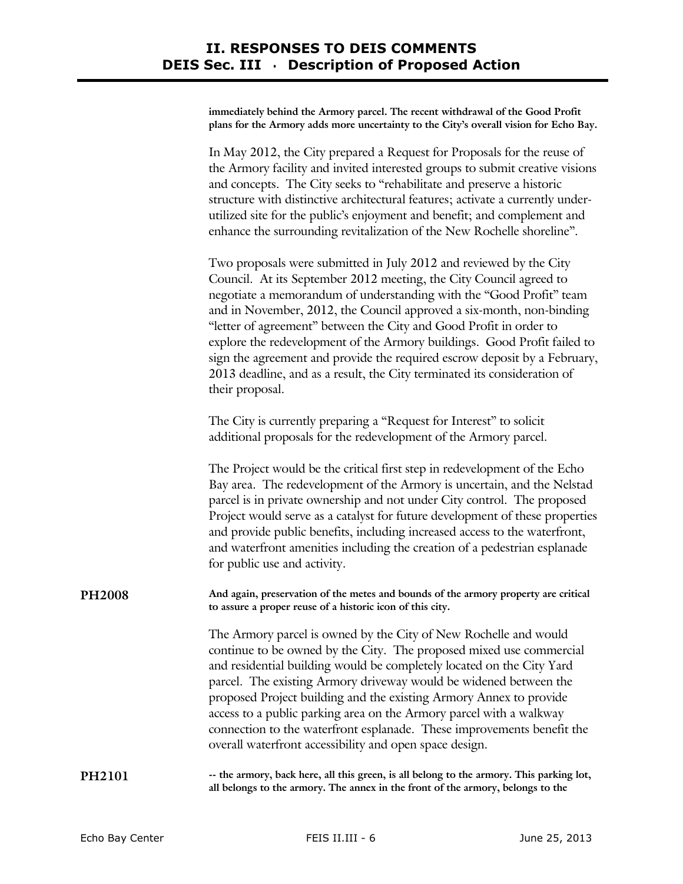**immediately behind the Armory parcel. The recent withdrawal of the Good Profit plans for the Armory adds more uncertainty to the City's overall vision for Echo Bay.**

In May 2012, the City prepared a Request for Proposals for the reuse of the Armory facility and invited interested groups to submit creative visions and concepts. The City seeks to "rehabilitate and preserve a historic structure with distinctive architectural features; activate a currently under-utilized site for the public's enjoyment and benefit; and complement and enhance the surrounding revitalization of the New Rochelle shoreline".

Two proposals were submitted in July 2012 and reviewed by the City Council. At its September 2012 meeting, the City Council agreed to negotiate a memorandum of understanding with the "Good Profit" team and in November, 2012, the Council approved a six-month, non-binding "letter of agreement" between the City and Good Profit in order to explore the redevelopment of the Armory buildings. Good Profit failed to sign the agreement and provide the required escrow deposit by a February, 2013 deadline, and as a result, the City terminated its consideration of their proposal.

The City is currently preparing a "Request for Interest" to solicit additional proposals for the redevelopment of the Armory parcel.

The Project would be the critical first step in redevelopment of the Echo Bay area. The redevelopment of the Armory is uncertain, and the Nelstad parcel is in private ownership and not under City control. The proposed Project would serve as a catalyst for future development of these properties and provide public benefits, including increased access to the waterfront, and waterfront amenities including the creation of a pedestrian esplanade for public use and activity.

**PH2008** **And again, preservation of the metes and bounds of the armory property are critical to assure a proper reuse of a historic icon of this city.**

The Armory parcel is owned by the City of New Rochelle and would continue to be owned by the City. The proposed mixed use commercial and residential building would be completely located on the City Yard parcel. The existing Armory driveway would be widened between the proposed Project building and the existing Armory Annex to provide access to a public parking area on the Armory parcel with a walkway connection to the waterfront esplanade. These improvements benefit the overall waterfront accessibility and open space design.

**PH2101** **-- the armory, back here, all this green, is all belong to the armory. This parking lot, all belongs to the armory. The annex in the front of the armory, belongs to the**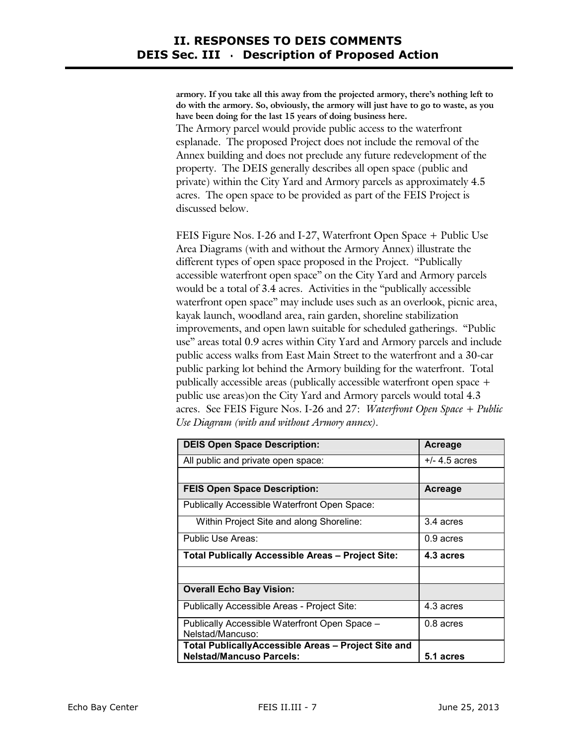**armory. If you take all this away from the projected armory, there's nothing left to do with the armory. So, obviously, the armory will just have to go to waste, as you have been doing for the last 15 years of doing business here.**

The Armory parcel would provide public access to the waterfront esplanade. The proposed Project does not include the removal of the Annex building and does not preclude any future redevelopment of the property. The DEIS generally describes all open space (public and private) within the City Yard and Armory parcels as approximately 4.5 acres. The open space to be provided as part of the FEIS Project is discussed below.

FEIS Figure Nos. I-26 and I-27, Waterfront Open Space + Public Use Area Diagrams (with and without the Armory Annex) illustrate the different types of open space proposed in the Project. "Publically accessible waterfront open space" on the City Yard and Armory parcels would be a total of 3.4 acres. Activities in the "publically accessible waterfront open space" may include uses such as an overlook, picnic area, kayak launch, woodland area, rain garden, shoreline stabilization improvements, and open lawn suitable for scheduled gatherings. "Public use" areas total 0.9 acres within City Yard and Armory parcels and include public access walks from East Main Street to the waterfront and a 30-car public parking lot behind the Armory building for the waterfront. Total publically accessible areas (publically accessible waterfront open space + public use areas)on the City Yard and Armory parcels would total 4.3 acres. See FEIS Figure Nos. I-26 and 27: *Waterfront Open Space + Public Use Diagram (with and without Armory annex)*.

| **DEIS Open Space Description:** | **Acreage** |
|---|---|
| All public and private open space: | +/- 4.5 acres |
| | |
| **FEIS Open Space Description:** | **Acreage** |
| Publically Accessible Waterfront Open Space: | |
| Within Project Site and along Shoreline: | 3.4 acres |
| Public Use Areas: | 0.9 acres |
| **Total Publically Accessible Areas – Project Site:** | **4.3 acres** |
| | |
| **Overall Echo Bay Vision:** | |
| Publically Accessible Areas - Project Site: | 4.3 acres |
| Publically Accessible Waterfront Open Space – Nelstad/Mancuso: | 0.8 acres |
| **Total PublicallyAccessible Areas – Project Site and Nelstad/Mancuso Parcels:** | **5.1 acres** |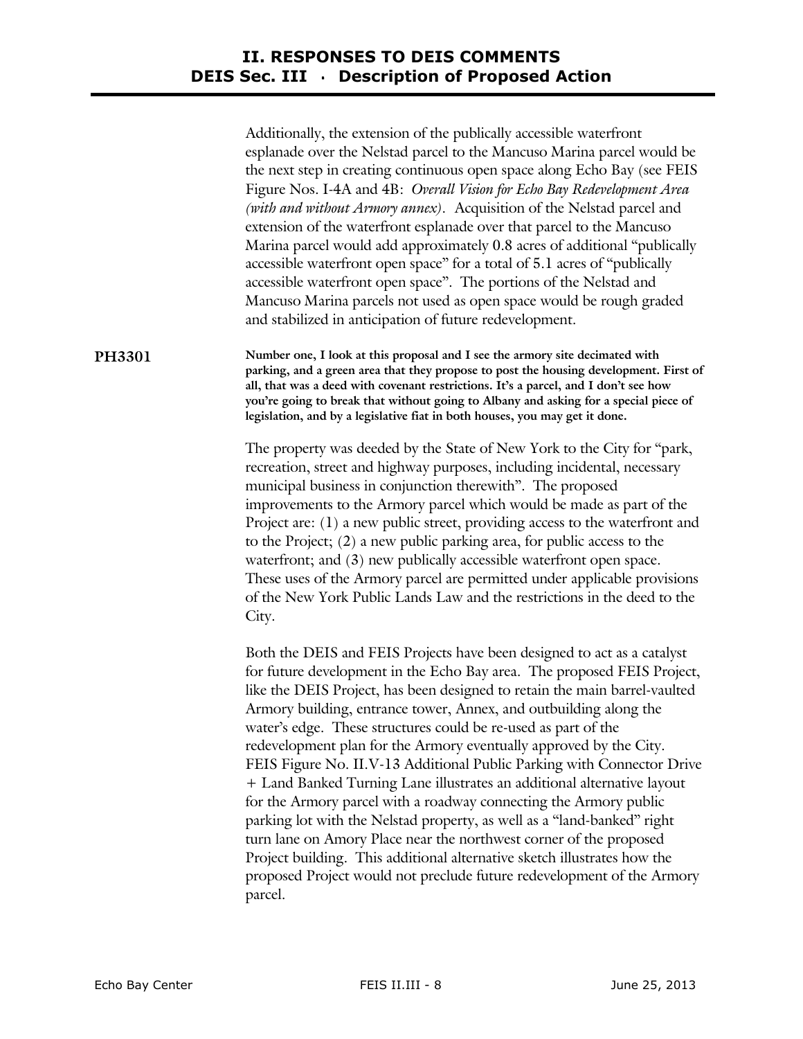Additionally, the extension of the publically accessible waterfront esplanade over the Nelstad parcel to the Mancuso Marina parcel would be the next step in creating continuous open space along Echo Bay (see FEIS Figure Nos. I-4A and 4B: *Overall Vision for Echo Bay Redevelopment Area (with and without Armory annex)*. Acquisition of the Nelstad parcel and extension of the waterfront esplanade over that parcel to the Mancuso Marina parcel would add approximately 0.8 acres of additional "publically accessible waterfront open space" for a total of 5.1 acres of "publically accessible waterfront open space". The portions of the Nelstad and Mancuso Marina parcels not used as open space would be rough graded and stabilized in anticipation of future redevelopment.

**PH3301** **Number one, I look at this proposal and I see the armory site decimated with parking, and a green area that they propose to post the housing development. First of all, that was a deed with covenant restrictions. It's a parcel, and I don't see how you're going to break that without going to Albany and asking for a special piece of legislation, and by a legislative fiat in both houses, you may get it done.**

The property was deeded by the State of New York to the City for "park, recreation, street and highway purposes, including incidental, necessary municipal business in conjunction therewith". The proposed improvements to the Armory parcel which would be made as part of the Project are: (1) a new public street, providing access to the waterfront and to the Project; (2) a new public parking area, for public access to the waterfront; and (3) new publically accessible waterfront open space. These uses of the Armory parcel are permitted under applicable provisions of the New York Public Lands Law and the restrictions in the deed to the City.

Both the DEIS and FEIS Projects have been designed to act as a catalyst for future development in the Echo Bay area. The proposed FEIS Project, like the DEIS Project, has been designed to retain the main barrel-vaulted Armory building, entrance tower, Annex, and outbuilding along the water's edge. These structures could be re-used as part of the redevelopment plan for the Armory eventually approved by the City. FEIS Figure No. II.V-13 Additional Public Parking with Connector Drive + Land Banked Turning Lane illustrates an additional alternative layout for the Armory parcel with a roadway connecting the Armory public parking lot with the Nelstad property, as well as a "land-banked" right turn lane on Amory Place near the northwest corner of the proposed Project building. This additional alternative sketch illustrates how the proposed Project would not preclude future redevelopment of the Armory parcel.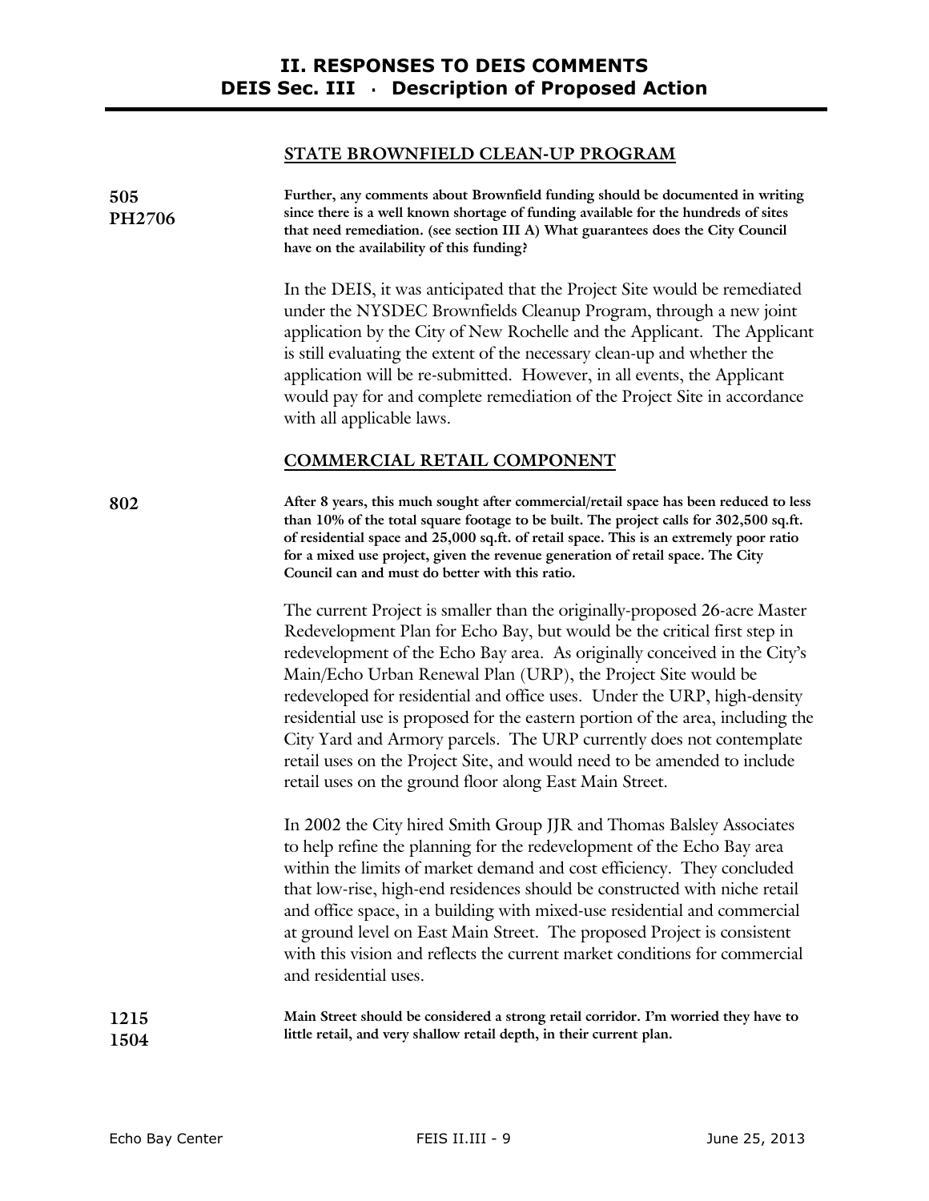## STATE BROWNFIELD CLEAN-UP PROGRAM

**505**
**PH2706**

**Further, any comments about Brownfield funding should be documented in writing since there is a well known shortage of funding available for the hundreds of sites that need remediation. (see section III A) What guarantees does the City Council have on the availability of this funding?**

In the DEIS, it was anticipated that the Project Site would be remediated under the NYSDEC Brownfields Cleanup Program, through a new joint application by the City of New Rochelle and the Applicant. The Applicant is still evaluating the extent of the necessary clean-up and whether the application will be re-submitted. However, in all events, the Applicant would pay for and complete remediation of the Project Site in accordance with all applicable laws.

## COMMERCIAL RETAIL COMPONENT

**802**

**After 8 years, this much sought after commercial/retail space has been reduced to less than 10% of the total square footage to be built. The project calls for 302,500 sq.ft. of residential space and 25,000 sq.ft. of retail space. This is an extremely poor ratio for a mixed use project, given the revenue generation of retail space. The City Council can and must do better with this ratio.**

The current Project is smaller than the originally-proposed 26-acre Master Redevelopment Plan for Echo Bay, but would be the critical first step in redevelopment of the Echo Bay area. As originally conceived in the City's Main/Echo Urban Renewal Plan (URP), the Project Site would be redeveloped for residential and office uses. Under the URP, high-density residential use is proposed for the eastern portion of the area, including the City Yard and Armory parcels. The URP currently does not contemplate retail uses on the Project Site, and would need to be amended to include retail uses on the ground floor along East Main Street.

In 2002 the City hired Smith Group JJR and Thomas Balsley Associates to help refine the planning for the redevelopment of the Echo Bay area within the limits of market demand and cost efficiency. They concluded that low-rise, high-end residences should be constructed with niche retail and office space, in a building with mixed-use residential and commercial at ground level on East Main Street. The proposed Project is consistent with this vision and reflects the current market conditions for commercial and residential uses.

**1215**
**1504**

**Main Street should be considered a strong retail corridor. I'm worried they have to little retail, and very shallow retail depth, in their current plan.**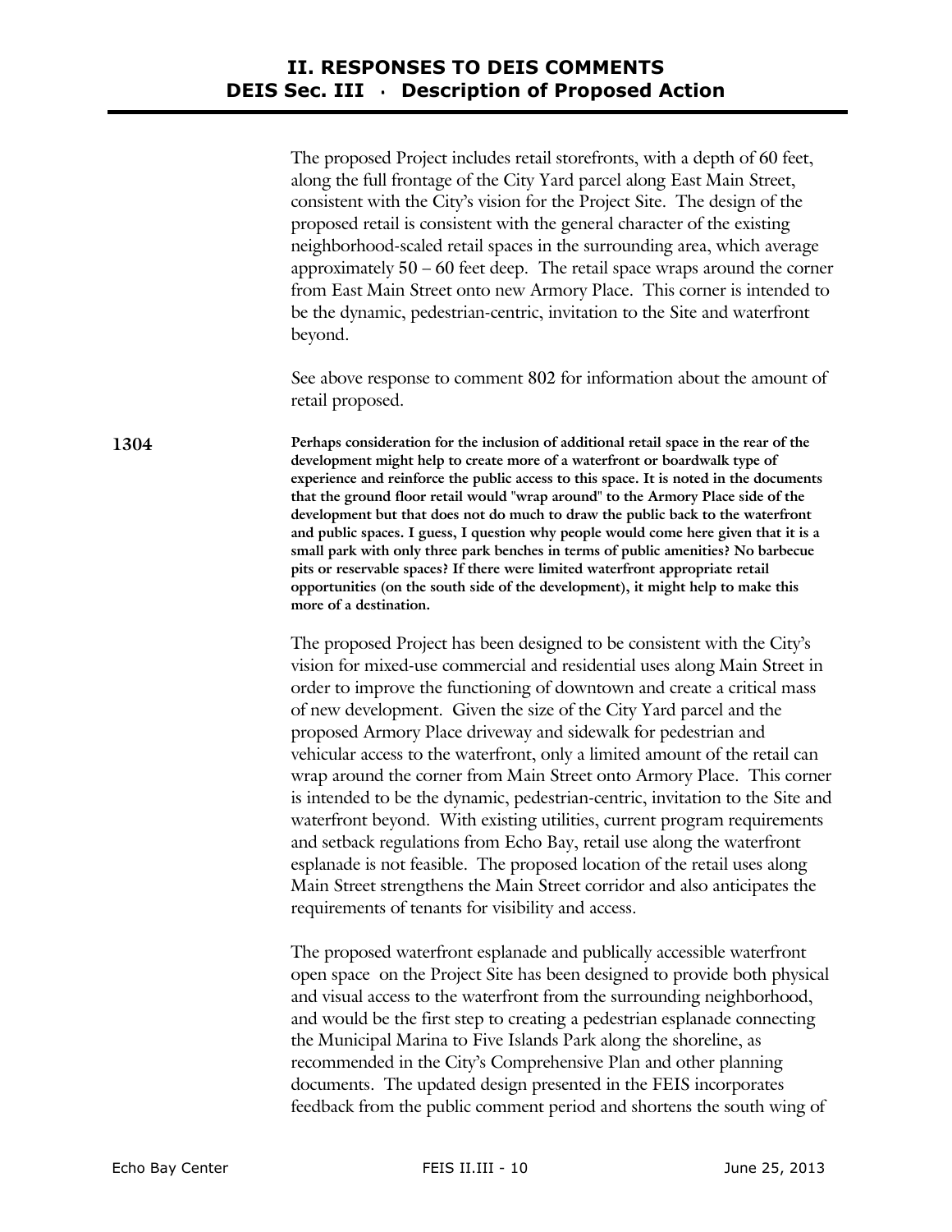The proposed Project includes retail storefronts, with a depth of 60 feet, along the full frontage of the City Yard parcel along East Main Street, consistent with the City's vision for the Project Site. The design of the proposed retail is consistent with the general character of the existing neighborhood-scaled retail spaces in the surrounding area, which average approximately 50 – 60 feet deep. The retail space wraps around the corner from East Main Street onto new Armory Place. This corner is intended to be the dynamic, pedestrian-centric, invitation to the Site and waterfront beyond.

See above response to comment 802 for information about the amount of retail proposed.

**1304** **Perhaps consideration for the inclusion of additional retail space in the rear of the development might help to create more of a waterfront or boardwalk type of experience and reinforce the public access to this space. It is noted in the documents that the ground floor retail would "wrap around" to the Armory Place side of the development but that does not do much to draw the public back to the waterfront and public spaces. I guess, I question why people would come here given that it is a small park with only three park benches in terms of public amenities? No barbecue pits or reservable spaces? If there were limited waterfront appropriate retail opportunities (on the south side of the development), it might help to make this more of a destination.**

The proposed Project has been designed to be consistent with the City's vision for mixed-use commercial and residential uses along Main Street in order to improve the functioning of downtown and create a critical mass of new development. Given the size of the City Yard parcel and the proposed Armory Place driveway and sidewalk for pedestrian and vehicular access to the waterfront, only a limited amount of the retail can wrap around the corner from Main Street onto Armory Place. This corner is intended to be the dynamic, pedestrian-centric, invitation to the Site and waterfront beyond. With existing utilities, current program requirements and setback regulations from Echo Bay, retail use along the waterfront esplanade is not feasible. The proposed location of the retail uses along Main Street strengthens the Main Street corridor and also anticipates the requirements of tenants for visibility and access.

The proposed waterfront esplanade and publically accessible waterfront open space on the Project Site has been designed to provide both physical and visual access to the waterfront from the surrounding neighborhood, and would be the first step to creating a pedestrian esplanade connecting the Municipal Marina to Five Islands Park along the shoreline, as recommended in the City's Comprehensive Plan and other planning documents. The updated design presented in the FEIS incorporates feedback from the public comment period and shortens the south wing of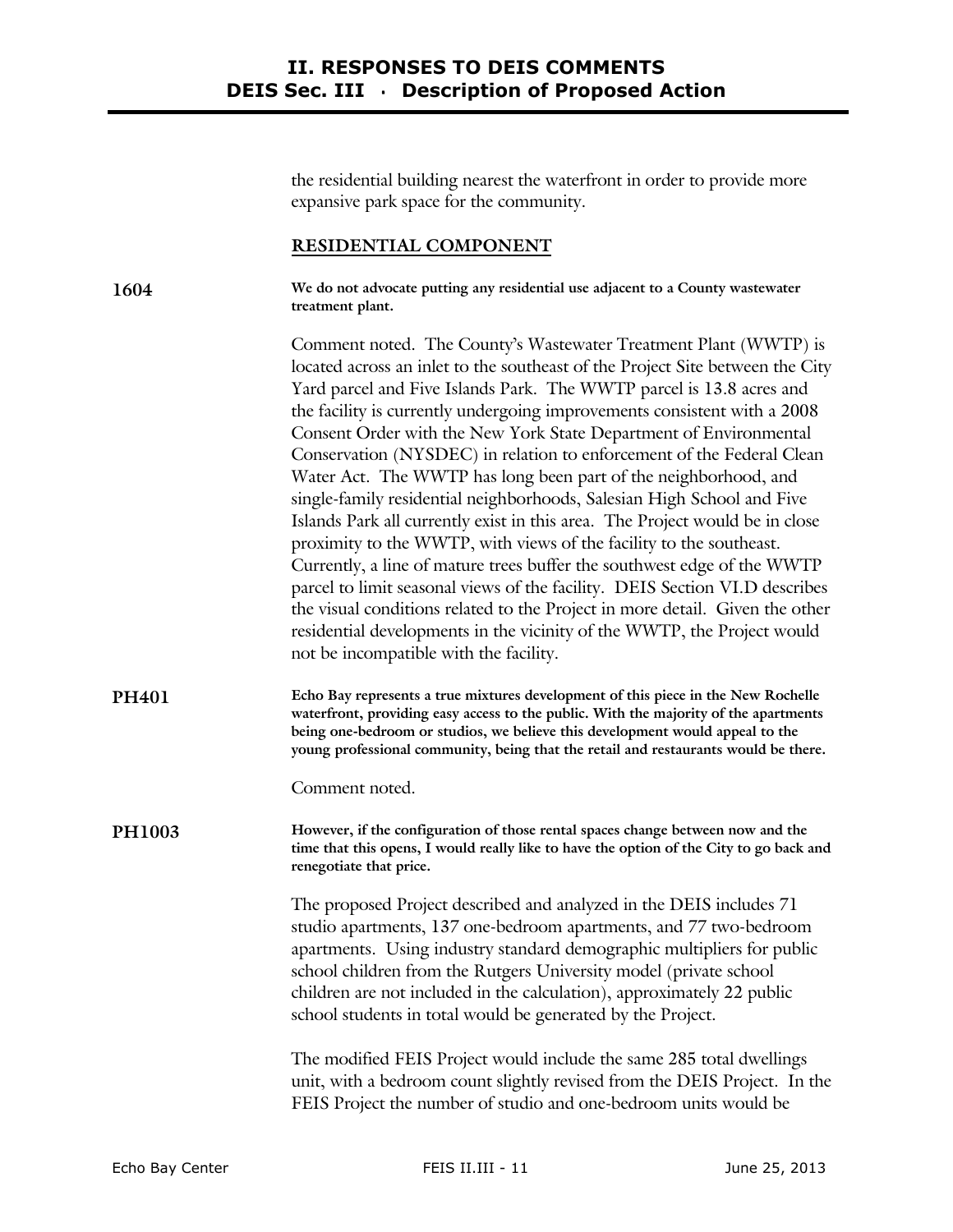the residential building nearest the waterfront in order to provide more expansive park space for the community.

## RESIDENTIAL COMPONENT

**1604** **We do not advocate putting any residential use adjacent to a County wastewater treatment plant.**

Comment noted. The County's Wastewater Treatment Plant (WWTP) is located across an inlet to the southeast of the Project Site between the City Yard parcel and Five Islands Park. The WWTP parcel is 13.8 acres and the facility is currently undergoing improvements consistent with a 2008 Consent Order with the New York State Department of Environmental Conservation (NYSDEC) in relation to enforcement of the Federal Clean Water Act. The WWTP has long been part of the neighborhood, and single-family residential neighborhoods, Salesian High School and Five Islands Park all currently exist in this area. The Project would be in close proximity to the WWTP, with views of the facility to the southeast. Currently, a line of mature trees buffer the southwest edge of the WWTP parcel to limit seasonal views of the facility. DEIS Section VI.D describes the visual conditions related to the Project in more detail. Given the other residential developments in the vicinity of the WWTP, the Project would not be incompatible with the facility.

**PH401** **Echo Bay represents a true mixtures development of this piece in the New Rochelle waterfront, providing easy access to the public. With the majority of the apartments being one-bedroom or studios, we believe this development would appeal to the young professional community, being that the retail and restaurants would be there.**

Comment noted.

**PH1003** **However, if the configuration of those rental spaces change between now and the time that this opens, I would really like to have the option of the City to go back and renegotiate that price.**

The proposed Project described and analyzed in the DEIS includes 71 studio apartments, 137 one-bedroom apartments, and 77 two-bedroom apartments. Using industry standard demographic multipliers for public school children from the Rutgers University model (private school children are not included in the calculation), approximately 22 public school students in total would be generated by the Project.

The modified FEIS Project would include the same 285 total dwellings unit, with a bedroom count slightly revised from the DEIS Project. In the FEIS Project the number of studio and one-bedroom units would be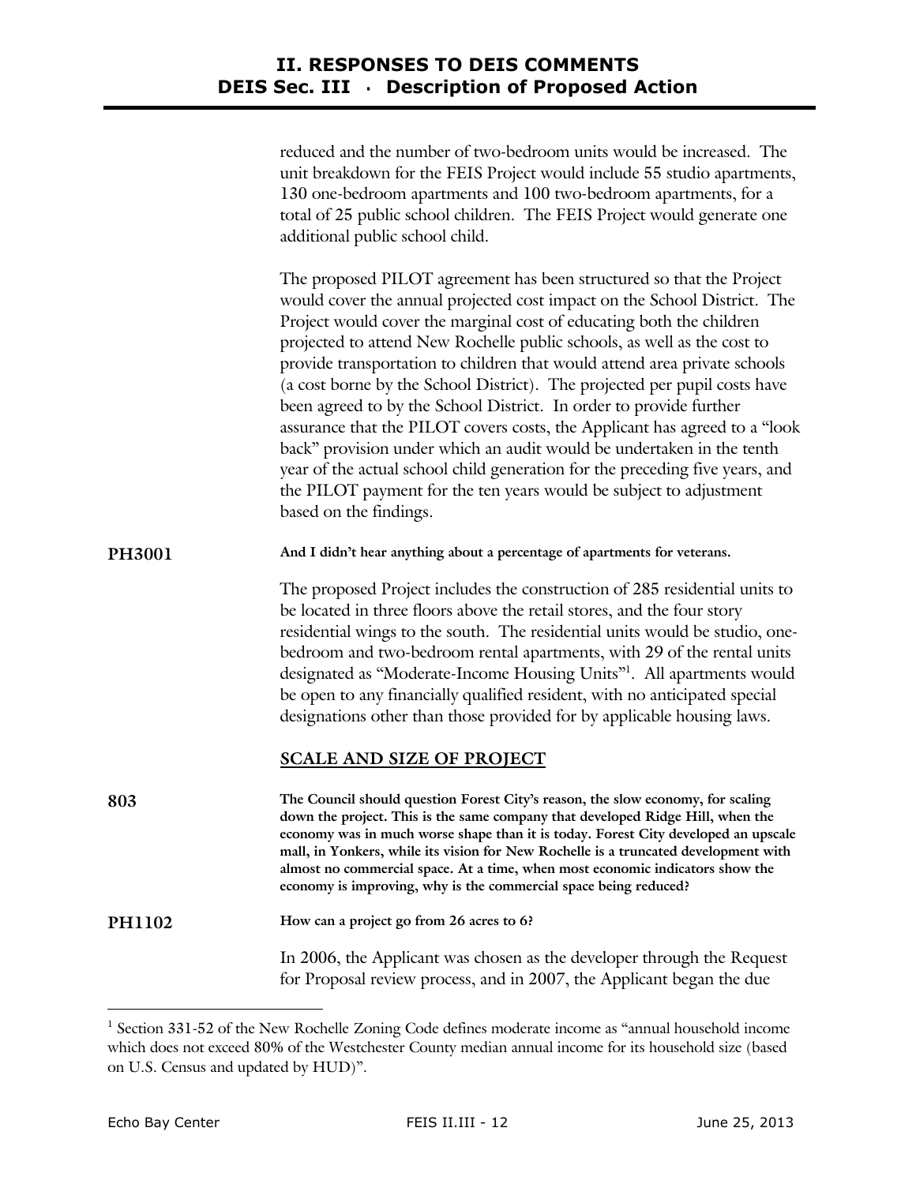reduced and the number of two-bedroom units would be increased. The unit breakdown for the FEIS Project would include 55 studio apartments, 130 one-bedroom apartments and 100 two-bedroom apartments, for a total of 25 public school children. The FEIS Project would generate one additional public school child.

The proposed PILOT agreement has been structured so that the Project would cover the annual projected cost impact on the School District. The Project would cover the marginal cost of educating both the children projected to attend New Rochelle public schools, as well as the cost to provide transportation to children that would attend area private schools (a cost borne by the School District). The projected per pupil costs have been agreed to by the School District. In order to provide further assurance that the PILOT covers costs, the Applicant has agreed to a "look back" provision under which an audit would be undertaken in the tenth year of the actual school child generation for the preceding five years, and the PILOT payment for the ten years would be subject to adjustment based on the findings.

**PH3001** **And I didn't hear anything about a percentage of apartments for veterans.**

The proposed Project includes the construction of 285 residential units to be located in three floors above the retail stores, and the four story residential wings to the south. The residential units would be studio, one-bedroom and two-bedroom rental apartments, with 29 of the rental units designated as "Moderate-Income Housing Units"[1]. All apartments would be open to any financially qualified resident, with no anticipated special designations other than those provided for by applicable housing laws.

## SCALE AND SIZE OF PROJECT

**803** **The Council should question Forest City's reason, the slow economy, for scaling down the project. This is the same company that developed Ridge Hill, when the economy was in much worse shape than it is today. Forest City developed an upscale mall, in Yonkers, while its vision for New Rochelle is a truncated development with almost no commercial space. At a time, when most economic indicators show the economy is improving, why is the commercial space being reduced?**

**PH1102** **How can a project go from 26 acres to 6?**

In 2006, the Applicant was chosen as the developer through the Request for Proposal review process, and in 2007, the Applicant began the due

---

[1] Section 331-52 of the New Rochelle Zoning Code defines moderate income as "annual household income which does not exceed 80% of the Westchester County median annual income for its household size (based on U.S. Census and updated by HUD)".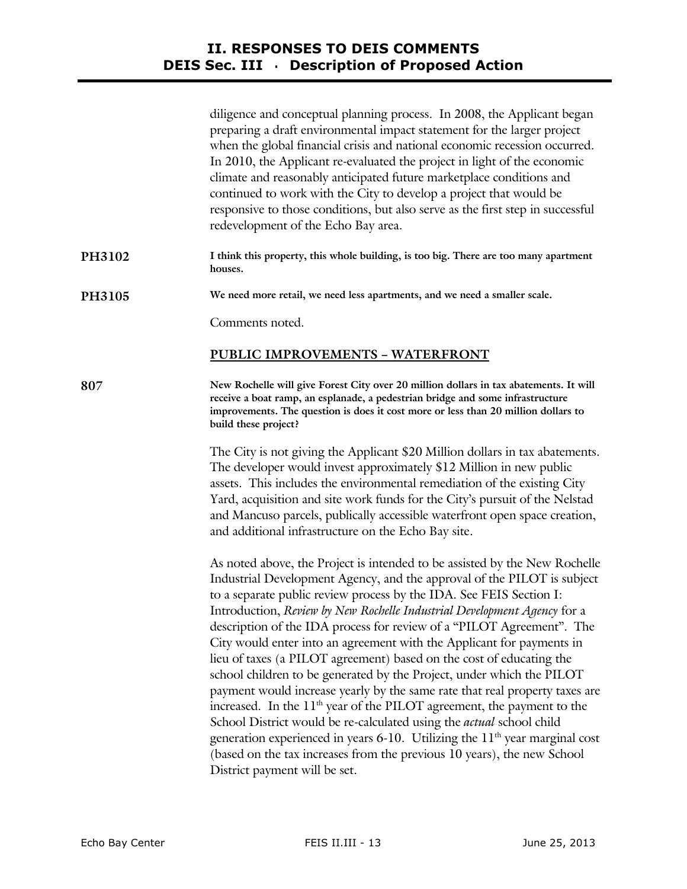diligence and conceptual planning process. In 2008, the Applicant began preparing a draft environmental impact statement for the larger project when the global financial crisis and national economic recession occurred. In 2010, the Applicant re-evaluated the project in light of the economic climate and reasonably anticipated future marketplace conditions and continued to work with the City to develop a project that would be responsive to those conditions, but also serve as the first step in successful redevelopment of the Echo Bay area.

**PH3102** **I think this property, this whole building, is too big. There are too many apartment houses.**

**PH3105** **We need more retail, we need less apartments, and we need a smaller scale.**

Comments noted.

## PUBLIC IMPROVEMENTS – WATERFRONT

**807** **New Rochelle will give Forest City over 20 million dollars in tax abatements. It will receive a boat ramp, an esplanade, a pedestrian bridge and some infrastructure improvements. The question is does it cost more or less than 20 million dollars to build these project?**

The City is not giving the Applicant $20 Million dollars in tax abatements. The developer would invest approximately $12 Million in new public assets. This includes the environmental remediation of the existing City Yard, acquisition and site work funds for the City's pursuit of the Nelstad and Mancuso parcels, publically accessible waterfront open space creation, and additional infrastructure on the Echo Bay site.

As noted above, the Project is intended to be assisted by the New Rochelle Industrial Development Agency, and the approval of the PILOT is subject to a separate public review process by the IDA. See FEIS Section I: Introduction, *Review by New Rochelle Industrial Development Agency* for a description of the IDA process for review of a "PILOT Agreement". The City would enter into an agreement with the Applicant for payments in lieu of taxes (a PILOT agreement) based on the cost of educating the school children to be generated by the Project, under which the PILOT payment would increase yearly by the same rate that real property taxes are increased. In the 11th year of the PILOT agreement, the payment to the School District would be re-calculated using the *actual* school child generation experienced in years 6-10. Utilizing the 11th year marginal cost (based on the tax increases from the previous 10 years), the new School District payment will be set.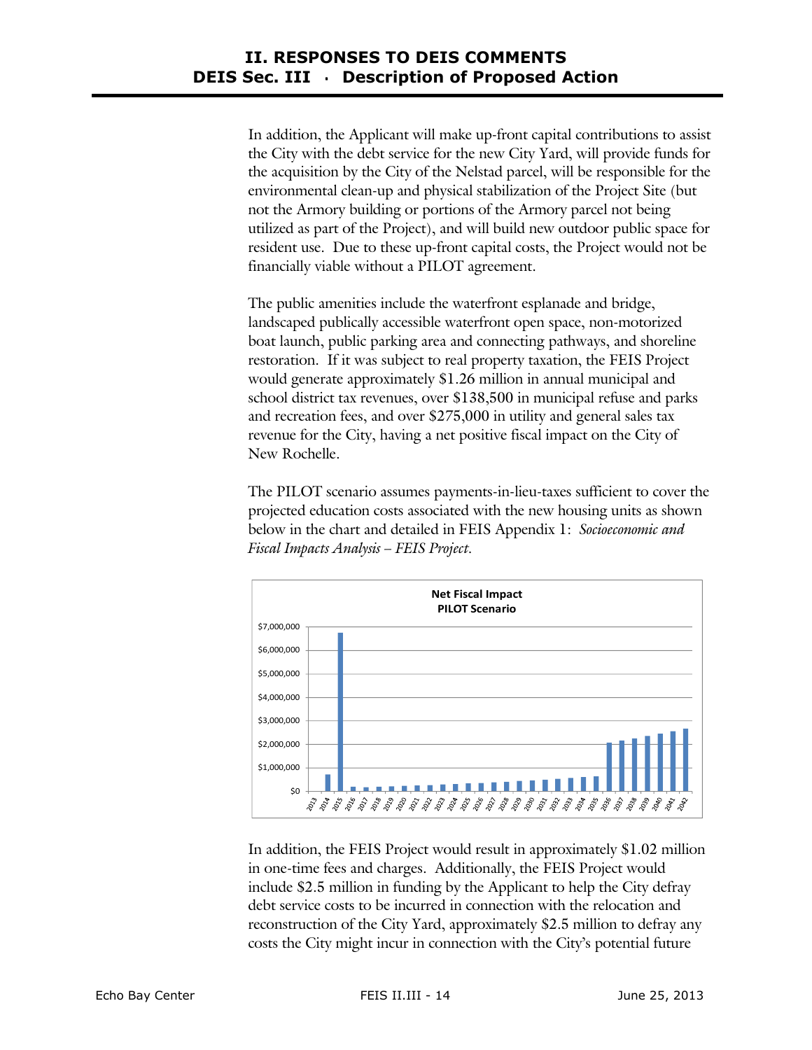In addition, the Applicant will make up-front capital contributions to assist the City with the debt service for the new City Yard, will provide funds for the acquisition by the City of the Nelstad parcel, will be responsible for the environmental clean-up and physical stabilization of the Project Site (but not the Armory building or portions of the Armory parcel not being utilized as part of the Project), and will build new outdoor public space for resident use. Due to these up-front capital costs, the Project would not be financially viable without a PILOT agreement.

The public amenities include the waterfront esplanade and bridge, landscaped publically accessible waterfront open space, non-motorized boat launch, public parking area and connecting pathways, and shoreline restoration. If it was subject to real property taxation, the FEIS Project would generate approximately $1.26 million in annual municipal and school district tax revenues, over $138,500 in municipal refuse and parks and recreation fees, and over $275,000 in utility and general sales tax revenue for the City, having a net positive fiscal impact on the City of New Rochelle.

The PILOT scenario assumes payments-in-lieu-taxes sufficient to cover the projected education costs associated with the new housing units as shown below in the chart and detailed in FEIS Appendix 1: *Socioeconomic and Fiscal Impacts Analysis – FEIS Project*.

Net Fiscal Impact
PILOT Scenario

$7,000,000
$6,000,000
$5,000,000
$4,000,000
$3,000,000
$2,000,000
$1,000,000
$0

2013 2014 2015 2016 2017 2018 2019 2020 2021 2022 2023 2024 2025 2026 2027 2028 2029 2030 2031 2032 2033 2034 2035 2036 2037 2038 2039 2040 2041 2042

In addition, the FEIS Project would result in approximately $1.02 million in one-time fees and charges. Additionally, the FEIS Project would include $2.5 million in funding by the Applicant to help the City defray debt service costs to be incurred in connection with the relocation and reconstruction of the City Yard, approximately $2.5 million to defray any costs the City might incur in connection with the City's potential future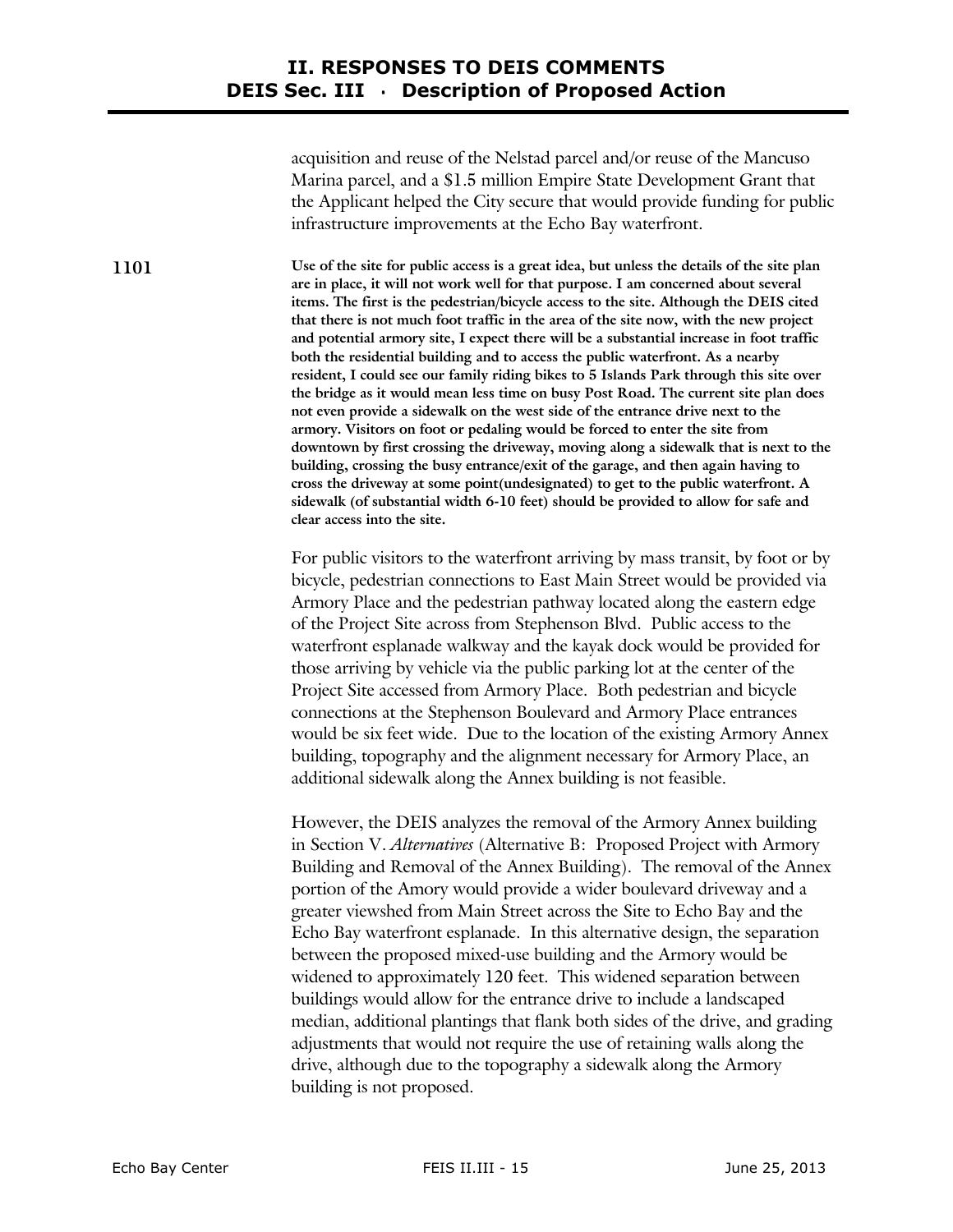acquisition and reuse of the Nelstad parcel and/or reuse of the Mancuso Marina parcel, and a $1.5 million Empire State Development Grant that the Applicant helped the City secure that would provide funding for public infrastructure improvements at the Echo Bay waterfront.

**1101** **Use of the site for public access is a great idea, but unless the details of the site plan are in place, it will not work well for that purpose. I am concerned about several items. The first is the pedestrian/bicycle access to the site. Although the DEIS cited that there is not much foot traffic in the area of the site now, with the new project and potential armory site, I expect there will be a substantial increase in foot traffic both the residential building and to access the public waterfront. As a nearby resident, I could see our family riding bikes to 5 Islands Park through this site over the bridge as it would mean less time on busy Post Road. The current site plan does not even provide a sidewalk on the west side of the entrance drive next to the armory. Visitors on foot or pedaling would be forced to enter the site from downtown by first crossing the driveway, moving along a sidewalk that is next to the building, crossing the busy entrance/exit of the garage, and then again having to cross the driveway at some point(undesignated) to get to the public waterfront. A sidewalk (of substantial width 6-10 feet) should be provided to allow for safe and clear access into the site.**

For public visitors to the waterfront arriving by mass transit, by foot or by bicycle, pedestrian connections to East Main Street would be provided via Armory Place and the pedestrian pathway located along the eastern edge of the Project Site across from Stephenson Blvd. Public access to the waterfront esplanade walkway and the kayak dock would be provided for those arriving by vehicle via the public parking lot at the center of the Project Site accessed from Armory Place. Both pedestrian and bicycle connections at the Stephenson Boulevard and Armory Place entrances would be six feet wide. Due to the location of the existing Armory Annex building, topography and the alignment necessary for Armory Place, an additional sidewalk along the Annex building is not feasible.

However, the DEIS analyzes the removal of the Armory Annex building in Section V. *Alternatives* (Alternative B: Proposed Project with Armory Building and Removal of the Annex Building). The removal of the Annex portion of the Amory would provide a wider boulevard driveway and a greater viewshed from Main Street across the Site to Echo Bay and the Echo Bay waterfront esplanade. In this alternative design, the separation between the proposed mixed-use building and the Armory would be widened to approximately 120 feet. This widened separation between buildings would allow for the entrance drive to include a landscaped median, additional plantings that flank both sides of the drive, and grading adjustments that would not require the use of retaining walls along the drive, although due to the topography a sidewalk along the Armory building is not proposed.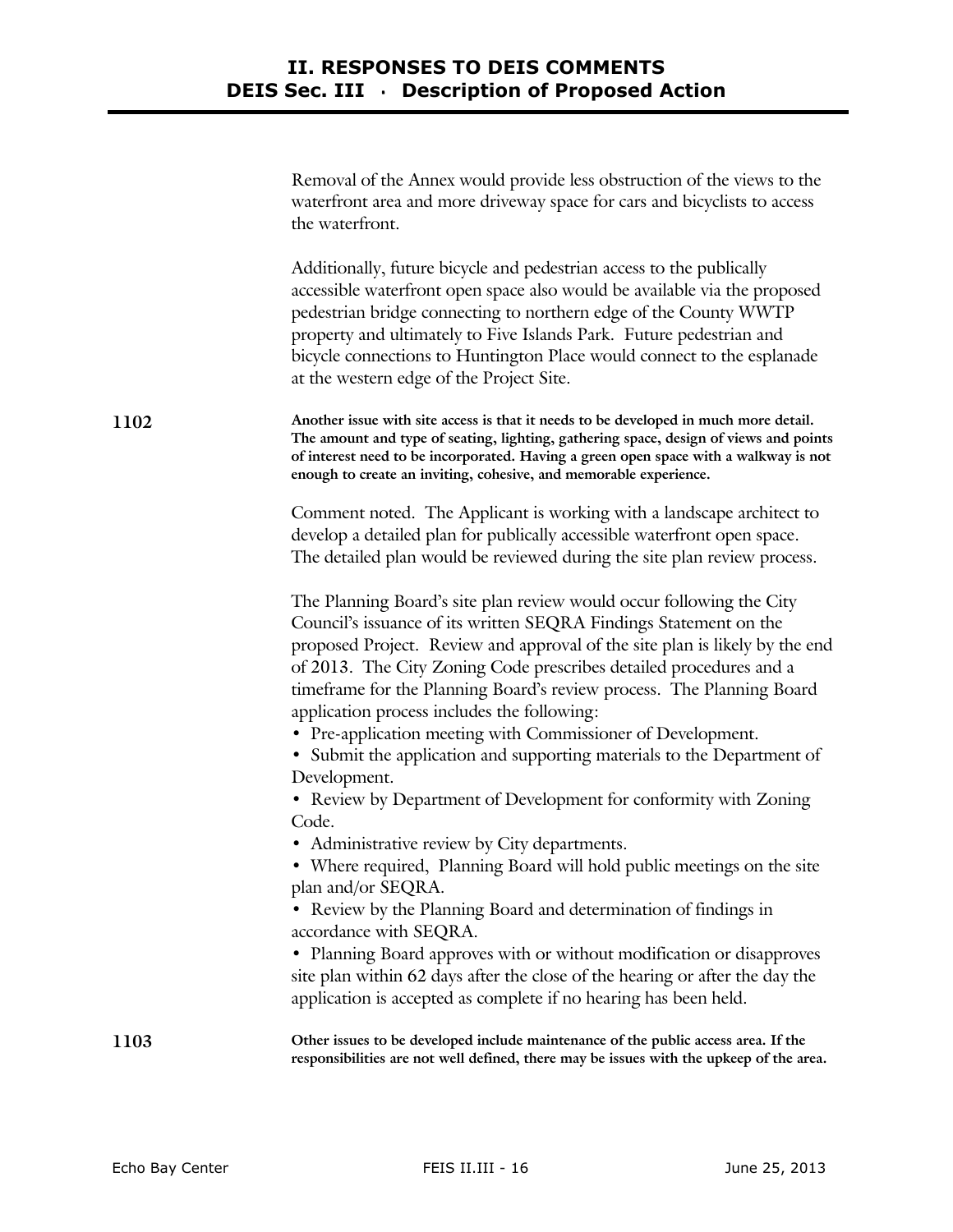Removal of the Annex would provide less obstruction of the views to the waterfront area and more driveway space for cars and bicyclists to access the waterfront.

Additionally, future bicycle and pedestrian access to the publically accessible waterfront open space also would be available via the proposed pedestrian bridge connecting to northern edge of the County WWTP property and ultimately to Five Islands Park. Future pedestrian and bicycle connections to Huntington Place would connect to the esplanade at the western edge of the Project Site.

**1102** **Another issue with site access is that it needs to be developed in much more detail. The amount and type of seating, lighting, gathering space, design of views and points of interest need to be incorporated. Having a green open space with a walkway is not enough to create an inviting, cohesive, and memorable experience.**

Comment noted. The Applicant is working with a landscape architect to develop a detailed plan for publically accessible waterfront open space. The detailed plan would be reviewed during the site plan review process.

The Planning Board's site plan review would occur following the City Council's issuance of its written SEQRA Findings Statement on the proposed Project. Review and approval of the site plan is likely by the end of 2013. The City Zoning Code prescribes detailed procedures and a timeframe for the Planning Board's review process. The Planning Board application process includes the following:

- Pre-application meeting with Commissioner of Development.
- Submit the application and supporting materials to the Department of Development.
- Review by Department of Development for conformity with Zoning Code.
- Administrative review by City departments.
- Where required, Planning Board will hold public meetings on the site plan and/or SEQRA.
- Review by the Planning Board and determination of findings in accordance with SEQRA.
- Planning Board approves with or without modification or disapproves site plan within 62 days after the close of the hearing or after the day the application is accepted as complete if no hearing has been held.

**1103** **Other issues to be developed include maintenance of the public access area. If the responsibilities are not well defined, there may be issues with the upkeep of the area.**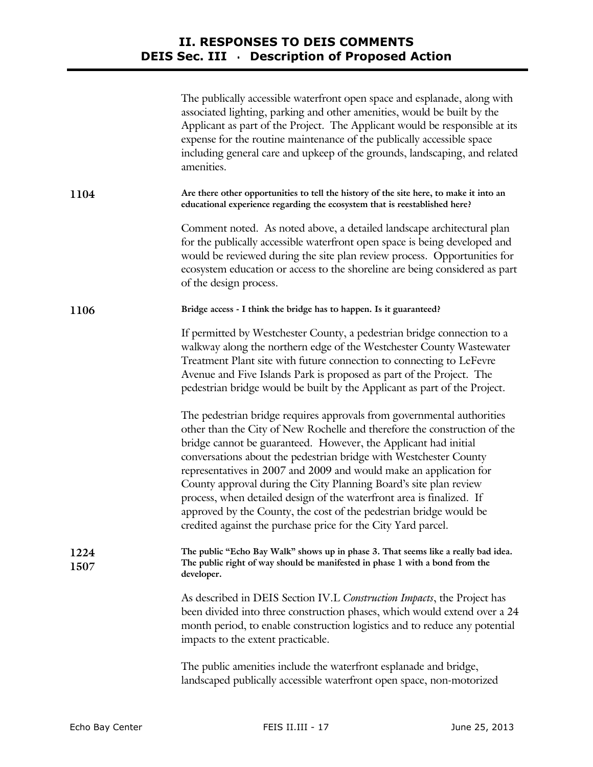The publically accessible waterfront open space and esplanade, along with associated lighting, parking and other amenities, would be built by the Applicant as part of the Project. The Applicant would be responsible at its expense for the routine maintenance of the publically accessible space including general care and upkeep of the grounds, landscaping, and related amenities.

**1104** **Are there other opportunities to tell the history of the site here, to make it into an educational experience regarding the ecosystem that is reestablished here?**

Comment noted. As noted above, a detailed landscape architectural plan for the publically accessible waterfront open space is being developed and would be reviewed during the site plan review process. Opportunities for ecosystem education or access to the shoreline are being considered as part of the design process.

**1106** **Bridge access - I think the bridge has to happen. Is it guaranteed?**

If permitted by Westchester County, a pedestrian bridge connection to a walkway along the northern edge of the Westchester County Wastewater Treatment Plant site with future connection to connecting to LeFevre Avenue and Five Islands Park is proposed as part of the Project. The pedestrian bridge would be built by the Applicant as part of the Project.

The pedestrian bridge requires approvals from governmental authorities other than the City of New Rochelle and therefore the construction of the bridge cannot be guaranteed. However, the Applicant had initial conversations about the pedestrian bridge with Westchester County representatives in 2007 and 2009 and would make an application for County approval during the City Planning Board's site plan review process, when detailed design of the waterfront area is finalized. If approved by the County, the cost of the pedestrian bridge would be credited against the purchase price for the City Yard parcel.

**1224**
**1507** **The public "Echo Bay Walk" shows up in phase 3. That seems like a really bad idea. The public right of way should be manifested in phase 1 with a bond from the developer.**

As described in DEIS Section IV.L *Construction Impacts*, the Project has been divided into three construction phases, which would extend over a 24 month period, to enable construction logistics and to reduce any potential impacts to the extent practicable.

The public amenities include the waterfront esplanade and bridge, landscaped publically accessible waterfront open space, non-motorized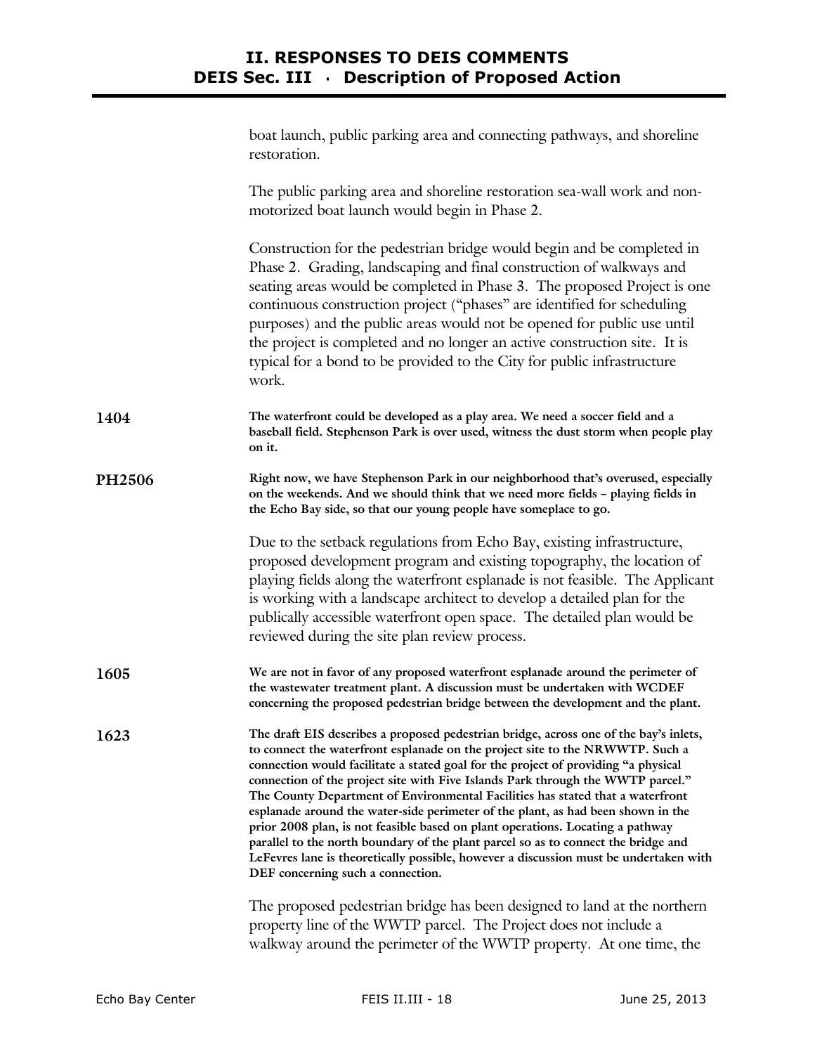boat launch, public parking area and connecting pathways, and shoreline restoration.

The public parking area and shoreline restoration sea-wall work and non-motorized boat launch would begin in Phase 2.

Construction for the pedestrian bridge would begin and be completed in Phase 2. Grading, landscaping and final construction of walkways and seating areas would be completed in Phase 3. The proposed Project is one continuous construction project ("phases" are identified for scheduling purposes) and the public areas would not be opened for public use until the project is completed and no longer an active construction site. It is typical for a bond to be provided to the City for public infrastructure work.

**1404** **The waterfront could be developed as a play area. We need a soccer field and a baseball field. Stephenson Park is over used, witness the dust storm when people play on it.**

**PH2506** **Right now, we have Stephenson Park in our neighborhood that's overused, especially on the weekends. And we should think that we need more fields – playing fields in the Echo Bay side, so that our young people have someplace to go.**

Due to the setback regulations from Echo Bay, existing infrastructure, proposed development program and existing topography, the location of playing fields along the waterfront esplanade is not feasible. The Applicant is working with a landscape architect to develop a detailed plan for the publically accessible waterfront open space. The detailed plan would be reviewed during the site plan review process.

**1605** **We are not in favor of any proposed waterfront esplanade around the perimeter of the wastewater treatment plant. A discussion must be undertaken with WCDEF concerning the proposed pedestrian bridge between the development and the plant.**

**1623** **The draft EIS describes a proposed pedestrian bridge, across one of the bay's inlets, to connect the waterfront esplanade on the project site to the NRWWTP. Such a connection would facilitate a stated goal for the project of providing "a physical connection of the project site with Five Islands Park through the WWTP parcel." The County Department of Environmental Facilities has stated that a waterfront esplanade around the water-side perimeter of the plant, as had been shown in the prior 2008 plan, is not feasible based on plant operations. Locating a pathway parallel to the north boundary of the plant parcel so as to connect the bridge and LeFevres lane is theoretically possible, however a discussion must be undertaken with DEF concerning such a connection.**

The proposed pedestrian bridge has been designed to land at the northern property line of the WWTP parcel. The Project does not include a walkway around the perimeter of the WWTP property. At one time, the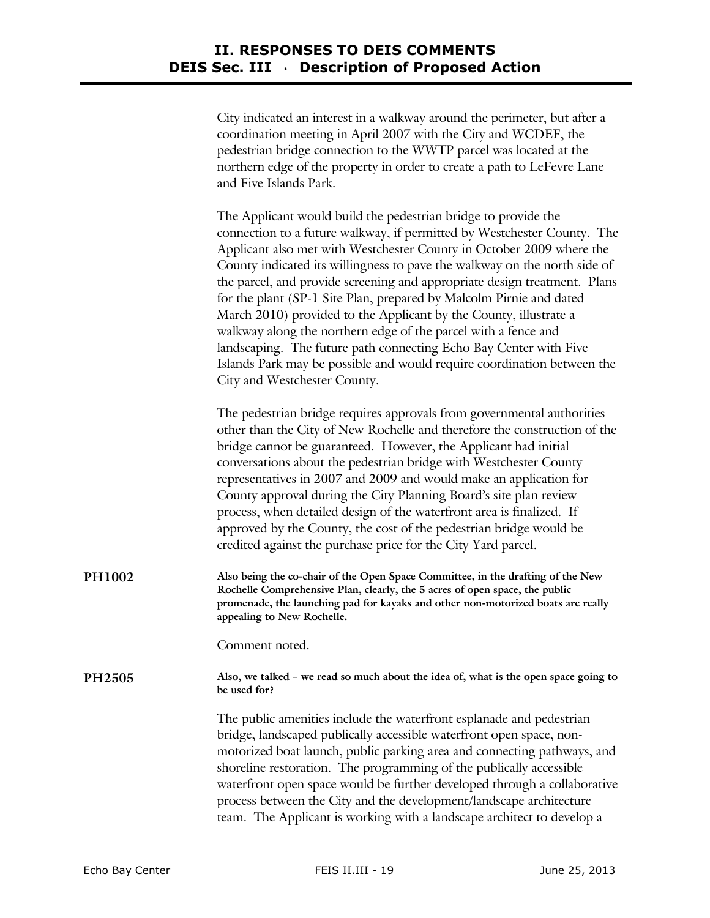City indicated an interest in a walkway around the perimeter, but after a coordination meeting in April 2007 with the City and WCDEF, the pedestrian bridge connection to the WWTP parcel was located at the northern edge of the property in order to create a path to LeFevre Lane and Five Islands Park.

The Applicant would build the pedestrian bridge to provide the connection to a future walkway, if permitted by Westchester County. The Applicant also met with Westchester County in October 2009 where the County indicated its willingness to pave the walkway on the north side of the parcel, and provide screening and appropriate design treatment. Plans for the plant (SP-1 Site Plan, prepared by Malcolm Pirnie and dated March 2010) provided to the Applicant by the County, illustrate a walkway along the northern edge of the parcel with a fence and landscaping. The future path connecting Echo Bay Center with Five Islands Park may be possible and would require coordination between the City and Westchester County.

The pedestrian bridge requires approvals from governmental authorities other than the City of New Rochelle and therefore the construction of the bridge cannot be guaranteed. However, the Applicant had initial conversations about the pedestrian bridge with Westchester County representatives in 2007 and 2009 and would make an application for County approval during the City Planning Board's site plan review process, when detailed design of the waterfront area is finalized. If approved by the County, the cost of the pedestrian bridge would be credited against the purchase price for the City Yard parcel.

**PH1002** **Also being the co-chair of the Open Space Committee, in the drafting of the New Rochelle Comprehensive Plan, clearly, the 5 acres of open space, the public promenade, the launching pad for kayaks and other non-motorized boats are really appealing to New Rochelle.**

Comment noted.

**PH2505** **Also, we talked – we read so much about the idea of, what is the open space going to be used for?**

The public amenities include the waterfront esplanade and pedestrian bridge, landscaped publically accessible waterfront open space, non-motorized boat launch, public parking area and connecting pathways, and shoreline restoration. The programming of the publically accessible waterfront open space would be further developed through a collaborative process between the City and the development/landscape architecture team. The Applicant is working with a landscape architect to develop a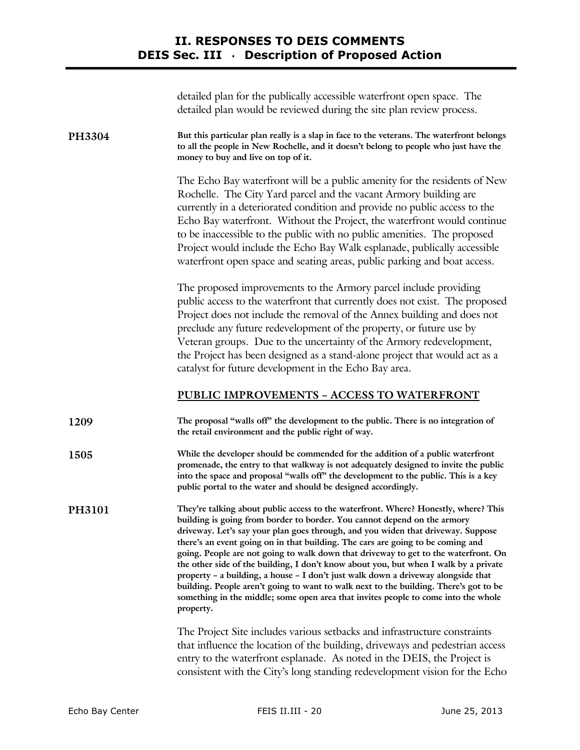detailed plan for the publically accessible waterfront open space. The detailed plan would be reviewed during the site plan review process.

**PH3304** **But this particular plan really is a slap in face to the veterans. The waterfront belongs to all the people in New Rochelle, and it doesn't belong to people who just have the money to buy and live on top of it.**

The Echo Bay waterfront will be a public amenity for the residents of New Rochelle. The City Yard parcel and the vacant Armory building are currently in a deteriorated condition and provide no public access to the Echo Bay waterfront. Without the Project, the waterfront would continue to be inaccessible to the public with no public amenities. The proposed Project would include the Echo Bay Walk esplanade, publically accessible waterfront open space and seating areas, public parking and boat access.

The proposed improvements to the Armory parcel include providing public access to the waterfront that currently does not exist. The proposed Project does not include the removal of the Annex building and does not preclude any future redevelopment of the property, or future use by Veteran groups. Due to the uncertainty of the Armory redevelopment, the Project has been designed as a stand-alone project that would act as a catalyst for future development in the Echo Bay area.

## PUBLIC IMPROVEMENTS – ACCESS TO WATERFRONT

**1209** **The proposal "walls off" the development to the public. There is no integration of the retail environment and the public right of way.**

**1505** **While the developer should be commended for the addition of a public waterfront promenade, the entry to that walkway is not adequately designed to invite the public into the space and proposal "walls off" the development to the public. This is a key public portal to the water and should be designed accordingly.**

**PH3101** **They're talking about public access to the waterfront. Where? Honestly, where? This building is going from border to border. You cannot depend on the armory driveway. Let's say your plan goes through, and you widen that driveway. Suppose there's an event going on in that building. The cars are going to be coming and going. People are not going to walk down that driveway to get to the waterfront. On the other side of the building, I don't know about you, but when I walk by a private property – a building, a house – I don't just walk down a driveway alongside that building. People aren't going to want to walk next to the building. There's got to be something in the middle; some open area that invites people to come into the whole property.**

The Project Site includes various setbacks and infrastructure constraints that influence the location of the building, driveways and pedestrian access entry to the waterfront esplanade. As noted in the DEIS, the Project is consistent with the City's long standing redevelopment vision for the Echo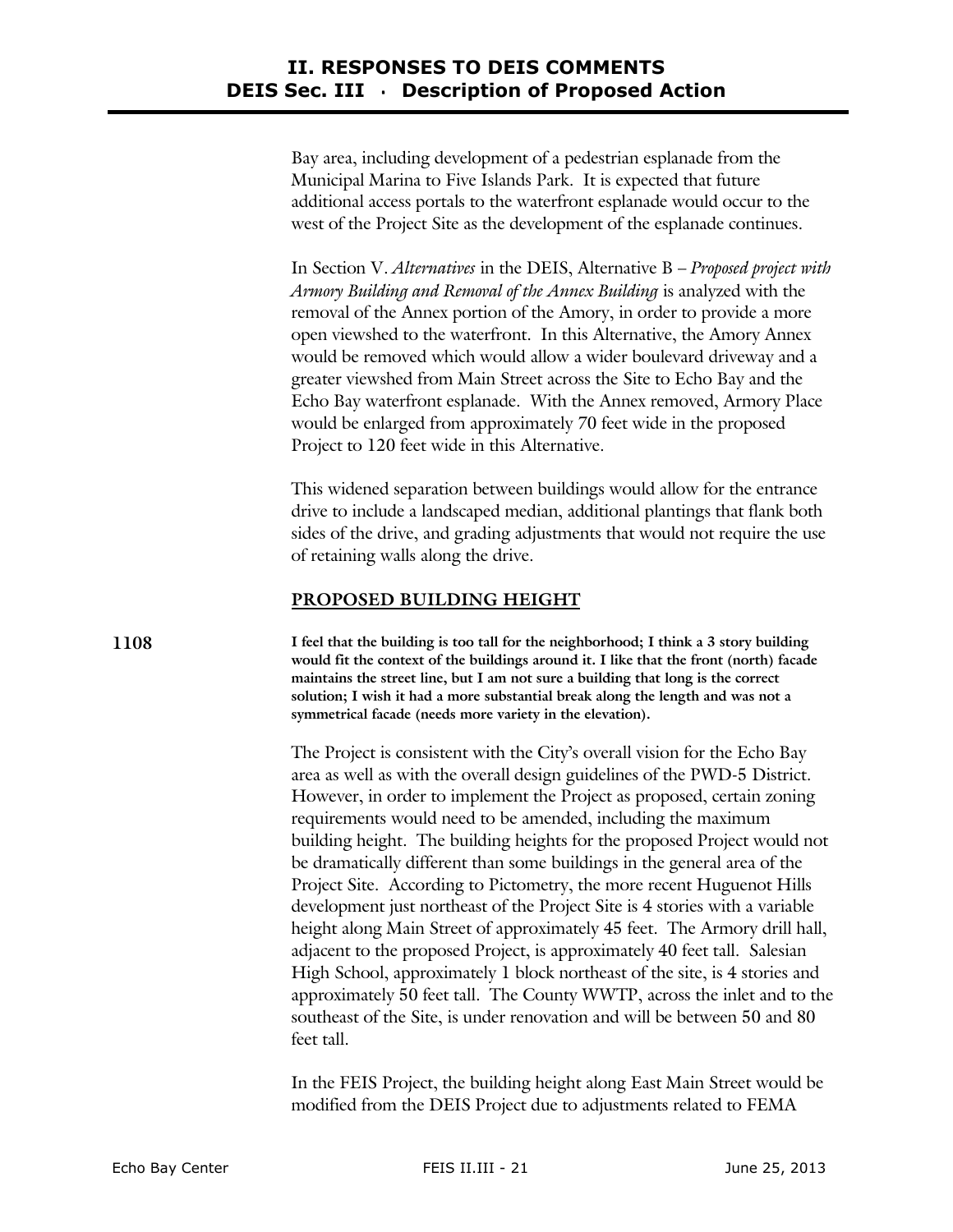Bay area, including development of a pedestrian esplanade from the Municipal Marina to Five Islands Park. It is expected that future additional access portals to the waterfront esplanade would occur to the west of the Project Site as the development of the esplanade continues.

In Section V. *Alternatives* in the DEIS, Alternative B – *Proposed project with Armory Building and Removal of the Annex Building* is analyzed with the removal of the Annex portion of the Amory, in order to provide a more open viewshed to the waterfront. In this Alternative, the Amory Annex would be removed which would allow a wider boulevard driveway and a greater viewshed from Main Street across the Site to Echo Bay and the Echo Bay waterfront esplanade. With the Annex removed, Armory Place would be enlarged from approximately 70 feet wide in the proposed Project to 120 feet wide in this Alternative.

This widened separation between buildings would allow for the entrance drive to include a landscaped median, additional plantings that flank both sides of the drive, and grading adjustments that would not require the use of retaining walls along the drive.

## PROPOSED BUILDING HEIGHT

**1108**

**I feel that the building is too tall for the neighborhood; I think a 3 story building would fit the context of the buildings around it. I like that the front (north) facade maintains the street line, but I am not sure a building that long is the correct solution; I wish it had a more substantial break along the length and was not a symmetrical facade (needs more variety in the elevation).**

The Project is consistent with the City's overall vision for the Echo Bay area as well as with the overall design guidelines of the PWD-5 District. However, in order to implement the Project as proposed, certain zoning requirements would need to be amended, including the maximum building height. The building heights for the proposed Project would not be dramatically different than some buildings in the general area of the Project Site. According to Pictometry, the more recent Huguenot Hills development just northeast of the Project Site is 4 stories with a variable height along Main Street of approximately 45 feet. The Armory drill hall, adjacent to the proposed Project, is approximately 40 feet tall. Salesian High School, approximately 1 block northeast of the site, is 4 stories and approximately 50 feet tall. The County WWTP, across the inlet and to the southeast of the Site, is under renovation and will be between 50 and 80 feet tall.

In the FEIS Project, the building height along East Main Street would be modified from the DEIS Project due to adjustments related to FEMA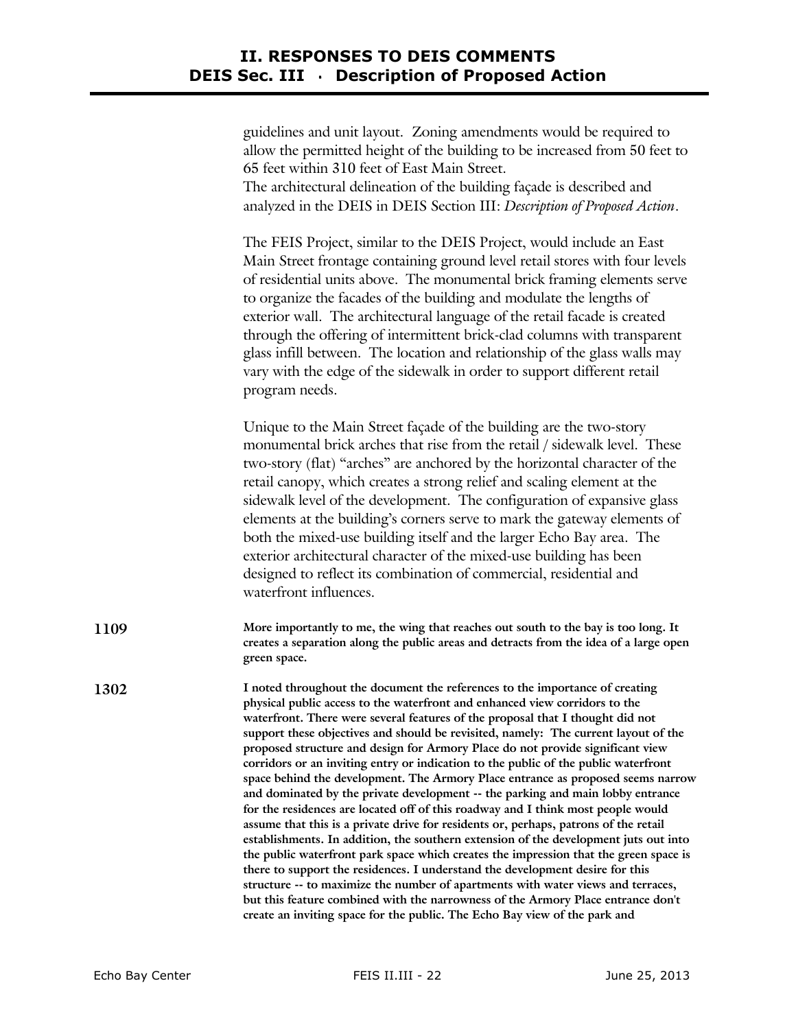guidelines and unit layout. Zoning amendments would be required to allow the permitted height of the building to be increased from 50 feet to 65 feet within 310 feet of East Main Street.
The architectural delineation of the building façade is described and analyzed in the DEIS in DEIS Section III: *Description of Proposed Action*.

The FEIS Project, similar to the DEIS Project, would include an East Main Street frontage containing ground level retail stores with four levels of residential units above. The monumental brick framing elements serve to organize the facades of the building and modulate the lengths of exterior wall. The architectural language of the retail facade is created through the offering of intermittent brick-clad columns with transparent glass infill between. The location and relationship of the glass walls may vary with the edge of the sidewalk in order to support different retail program needs.

Unique to the Main Street façade of the building are the two-story monumental brick arches that rise from the retail / sidewalk level. These two-story (flat) "arches" are anchored by the horizontal character of the retail canopy, which creates a strong relief and scaling element at the sidewalk level of the development. The configuration of expansive glass elements at the building's corners serve to mark the gateway elements of both the mixed-use building itself and the larger Echo Bay area. The exterior architectural character of the mixed-use building has been designed to reflect its combination of commercial, residential and waterfront influences.

**1109** **More importantly to me, the wing that reaches out south to the bay is too long. It creates a separation along the public areas and detracts from the idea of a large open green space.**

**1302** **I noted throughout the document the references to the importance of creating physical public access to the waterfront and enhanced view corridors to the waterfront. There were several features of the proposal that I thought did not support these objectives and should be revisited, namely: The current layout of the proposed structure and design for Armory Place do not provide significant view corridors or an inviting entry or indication to the public of the public waterfront space behind the development. The Armory Place entrance as proposed seems narrow and dominated by the private development -- the parking and main lobby entrance for the residences are located off of this roadway and I think most people would assume that this is a private drive for residents or, perhaps, patrons of the retail establishments. In addition, the southern extension of the development juts out into the public waterfront park space which creates the impression that the green space is there to support the residences. I understand the development desire for this structure -- to maximize the number of apartments with water views and terraces, but this feature combined with the narrowness of the Armory Place entrance don't create an inviting space for the public. The Echo Bay view of the park and**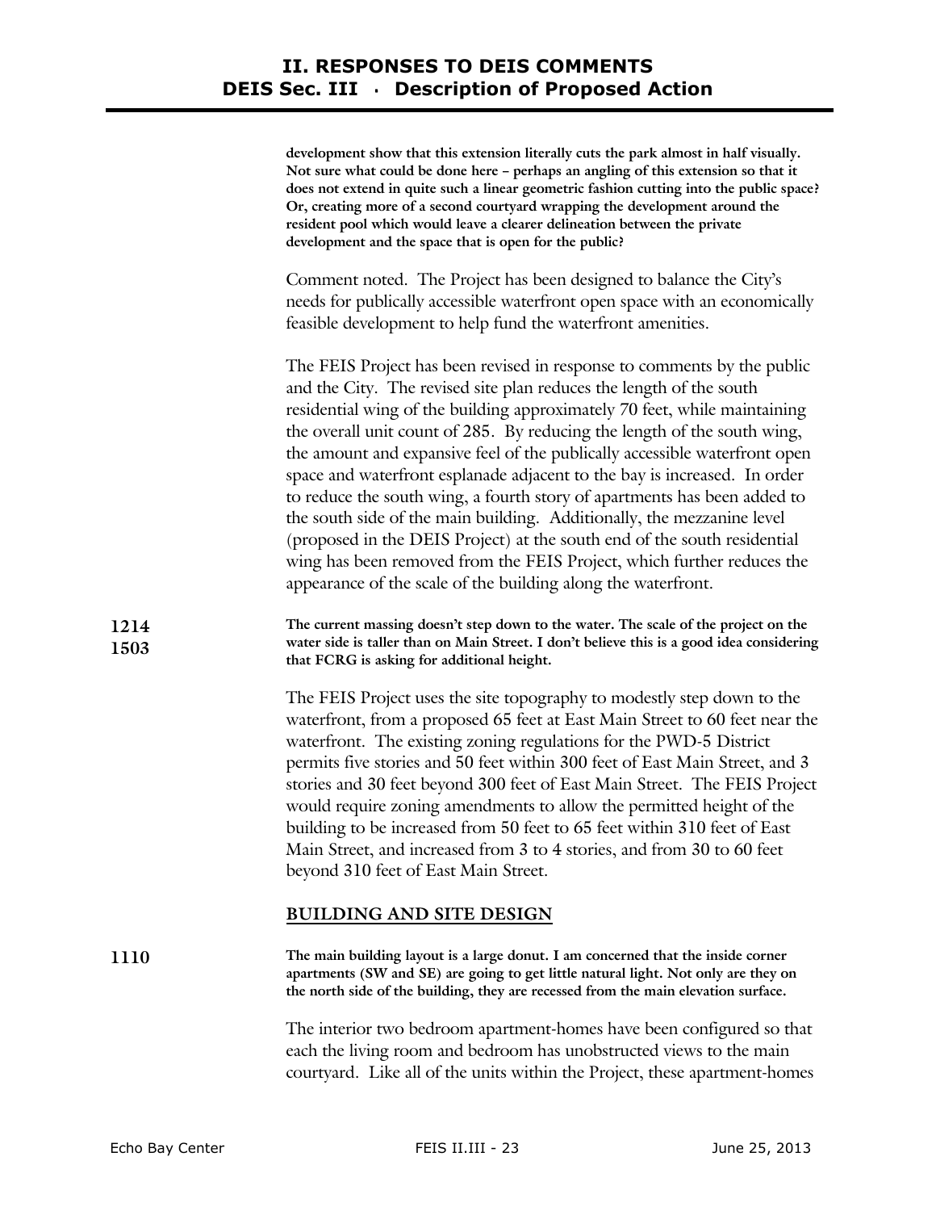**development show that this extension literally cuts the park almost in half visually. Not sure what could be done here – perhaps an angling of this extension so that it does not extend in quite such a linear geometric fashion cutting into the public space? Or, creating more of a second courtyard wrapping the development around the resident pool which would leave a clearer delineation between the private development and the space that is open for the public?**

Comment noted. The Project has been designed to balance the City's needs for publically accessible waterfront open space with an economically feasible development to help fund the waterfront amenities.

The FEIS Project has been revised in response to comments by the public and the City. The revised site plan reduces the length of the south residential wing of the building approximately 70 feet, while maintaining the overall unit count of 285. By reducing the length of the south wing, the amount and expansive feel of the publically accessible waterfront open space and waterfront esplanade adjacent to the bay is increased. In order to reduce the south wing, a fourth story of apartments has been added to the south side of the main building. Additionally, the mezzanine level (proposed in the DEIS Project) at the south end of the south residential wing has been removed from the FEIS Project, which further reduces the appearance of the scale of the building along the waterfront.

1214
1503

**The current massing doesn't step down to the water. The scale of the project on the water side is taller than on Main Street. I don't believe this is a good idea considering that FCRG is asking for additional height.**

The FEIS Project uses the site topography to modestly step down to the waterfront, from a proposed 65 feet at East Main Street to 60 feet near the waterfront. The existing zoning regulations for the PWD-5 District permits five stories and 50 feet within 300 feet of East Main Street, and 3 stories and 30 feet beyond 300 feet of East Main Street. The FEIS Project would require zoning amendments to allow the permitted height of the building to be increased from 50 feet to 65 feet within 310 feet of East Main Street, and increased from 3 to 4 stories, and from 30 to 60 feet beyond 310 feet of East Main Street.

## BUILDING AND SITE DESIGN

1110

**The main building layout is a large donut. I am concerned that the inside corner apartments (SW and SE) are going to get little natural light. Not only are they on the north side of the building, they are recessed from the main elevation surface.**

The interior two bedroom apartment-homes have been configured so that each the living room and bedroom has unobstructed views to the main courtyard. Like all of the units within the Project, these apartment-homes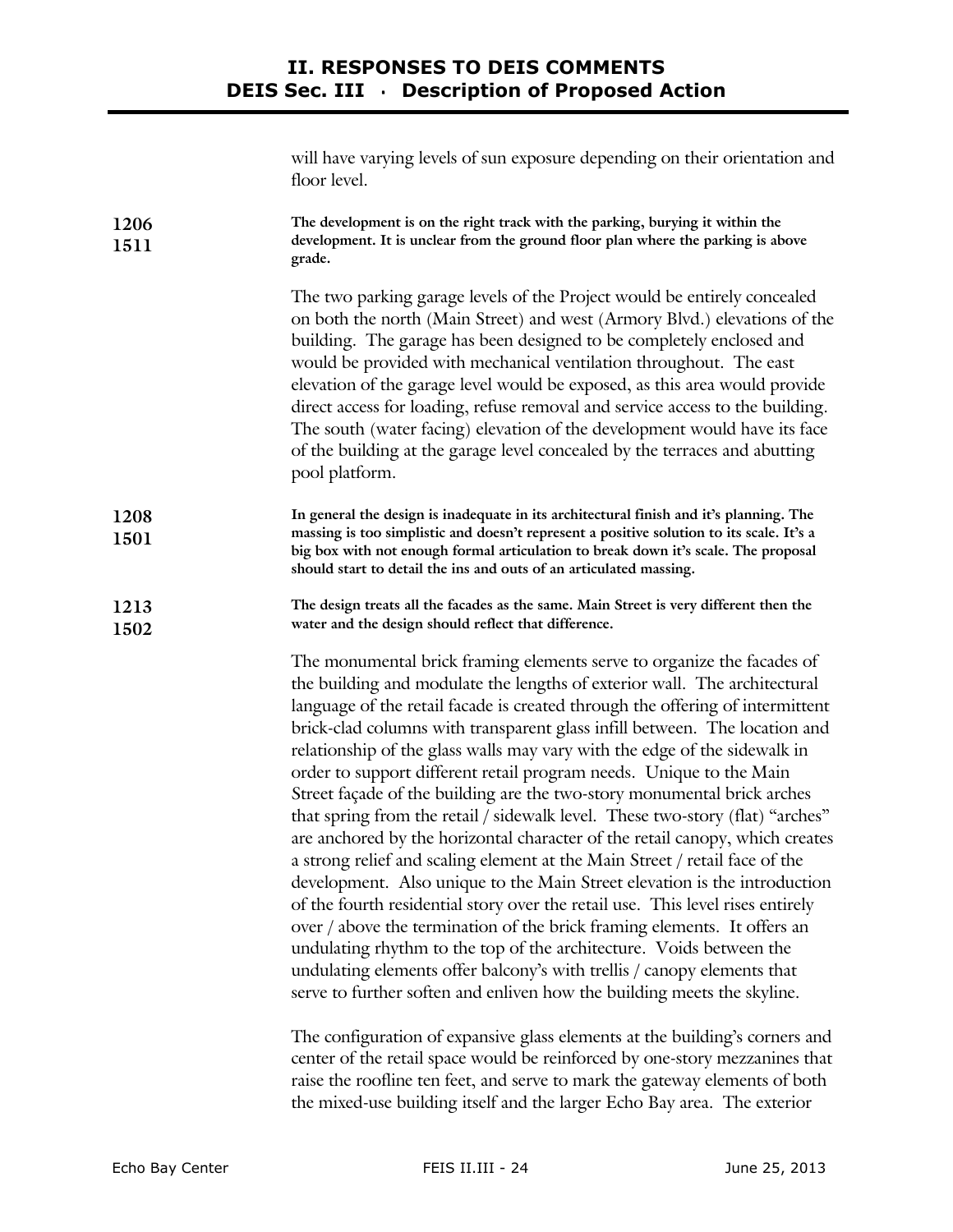will have varying levels of sun exposure depending on their orientation and floor level.

**1206**
**1511**

**The development is on the right track with the parking, burying it within the development. It is unclear from the ground floor plan where the parking is above grade.**

The two parking garage levels of the Project would be entirely concealed on both the north (Main Street) and west (Armory Blvd.) elevations of the building. The garage has been designed to be completely enclosed and would be provided with mechanical ventilation throughout. The east elevation of the garage level would be exposed, as this area would provide direct access for loading, refuse removal and service access to the building. The south (water facing) elevation of the development would have its face of the building at the garage level concealed by the terraces and abutting pool platform.

**1208**
**1501**

**In general the design is inadequate in its architectural finish and it's planning. The massing is too simplistic and doesn't represent a positive solution to its scale. It's a big box with not enough formal articulation to break down it's scale. The proposal should start to detail the ins and outs of an articulated massing.**

**1213**
**1502**

**The design treats all the facades as the same. Main Street is very different then the water and the design should reflect that difference.**

The monumental brick framing elements serve to organize the facades of the building and modulate the lengths of exterior wall. The architectural language of the retail facade is created through the offering of intermittent brick-clad columns with transparent glass infill between. The location and relationship of the glass walls may vary with the edge of the sidewalk in order to support different retail program needs. Unique to the Main Street façade of the building are the two-story monumental brick arches that spring from the retail / sidewalk level. These two-story (flat) "arches" are anchored by the horizontal character of the retail canopy, which creates a strong relief and scaling element at the Main Street / retail face of the development. Also unique to the Main Street elevation is the introduction of the fourth residential story over the retail use. This level rises entirely over / above the termination of the brick framing elements. It offers an undulating rhythm to the top of the architecture. Voids between the undulating elements offer balcony's with trellis / canopy elements that serve to further soften and enliven how the building meets the skyline.

The configuration of expansive glass elements at the building's corners and center of the retail space would be reinforced by one-story mezzanines that raise the roofline ten feet, and serve to mark the gateway elements of both the mixed-use building itself and the larger Echo Bay area. The exterior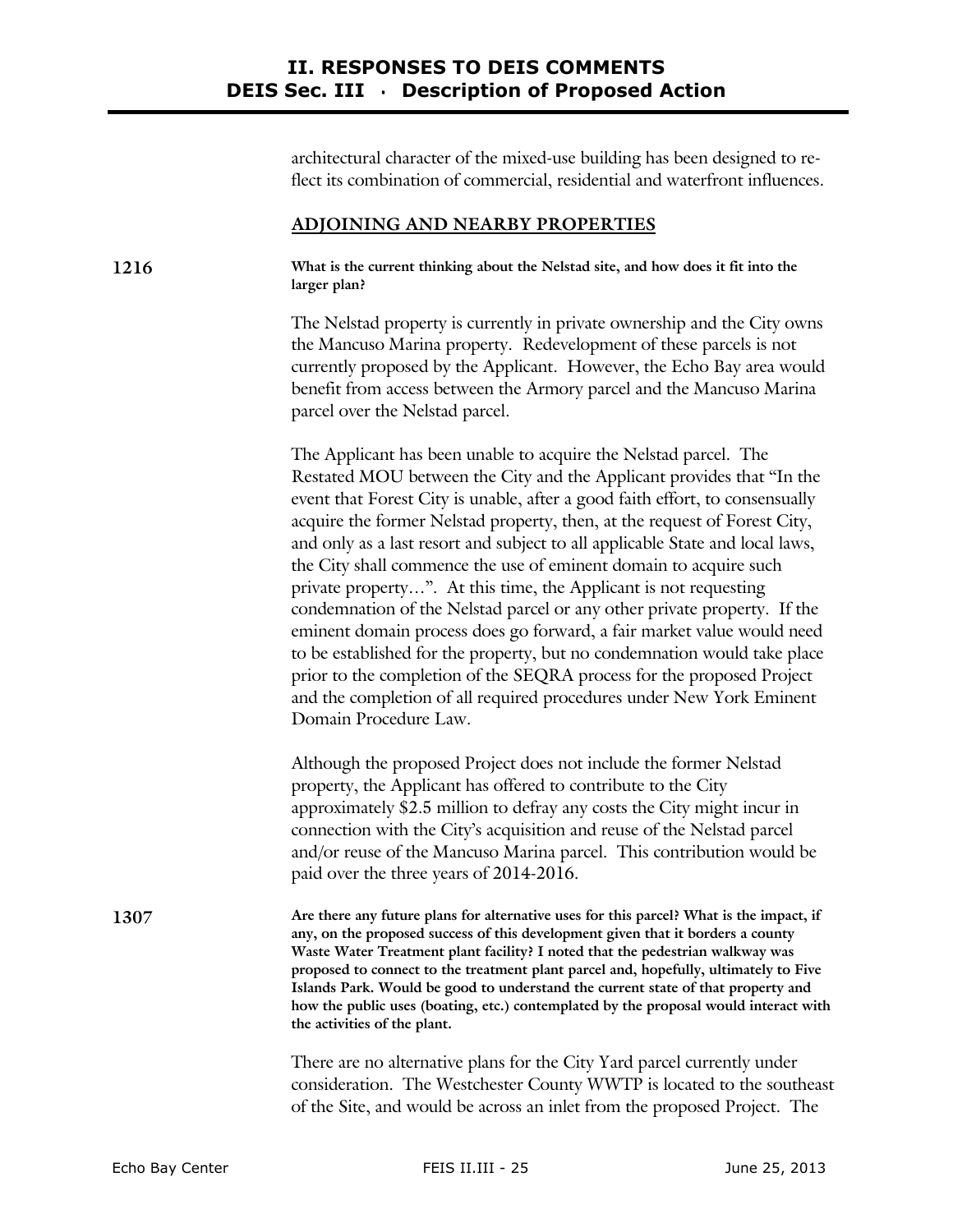architectural character of the mixed-use building has been designed to reflect its combination of commercial, residential and waterfront influences.

## ADJOINING AND NEARBY PROPERTIES

**1216** **What is the current thinking about the Nelstad site, and how does it fit into the larger plan?**

The Nelstad property is currently in private ownership and the City owns the Mancuso Marina property. Redevelopment of these parcels is not currently proposed by the Applicant. However, the Echo Bay area would benefit from access between the Armory parcel and the Mancuso Marina parcel over the Nelstad parcel.

The Applicant has been unable to acquire the Nelstad parcel. The Restated MOU between the City and the Applicant provides that "In the event that Forest City is unable, after a good faith effort, to consensually acquire the former Nelstad property, then, at the request of Forest City, and only as a last resort and subject to all applicable State and local laws, the City shall commence the use of eminent domain to acquire such private property…". At this time, the Applicant is not requesting condemnation of the Nelstad parcel or any other private property. If the eminent domain process does go forward, a fair market value would need to be established for the property, but no condemnation would take place prior to the completion of the SEQRA process for the proposed Project and the completion of all required procedures under New York Eminent Domain Procedure Law.

Although the proposed Project does not include the former Nelstad property, the Applicant has offered to contribute to the City approximately $2.5 million to defray any costs the City might incur in connection with the City's acquisition and reuse of the Nelstad parcel and/or reuse of the Mancuso Marina parcel. This contribution would be paid over the three years of 2014-2016.

**1307** **Are there any future plans for alternative uses for this parcel? What is the impact, if any, on the proposed success of this development given that it borders a county Waste Water Treatment plant facility? I noted that the pedestrian walkway was proposed to connect to the treatment plant parcel and, hopefully, ultimately to Five Islands Park. Would be good to understand the current state of that property and how the public uses (boating, etc.) contemplated by the proposal would interact with the activities of the plant.**

There are no alternative plans for the City Yard parcel currently under consideration. The Westchester County WWTP is located to the southeast of the Site, and would be across an inlet from the proposed Project. The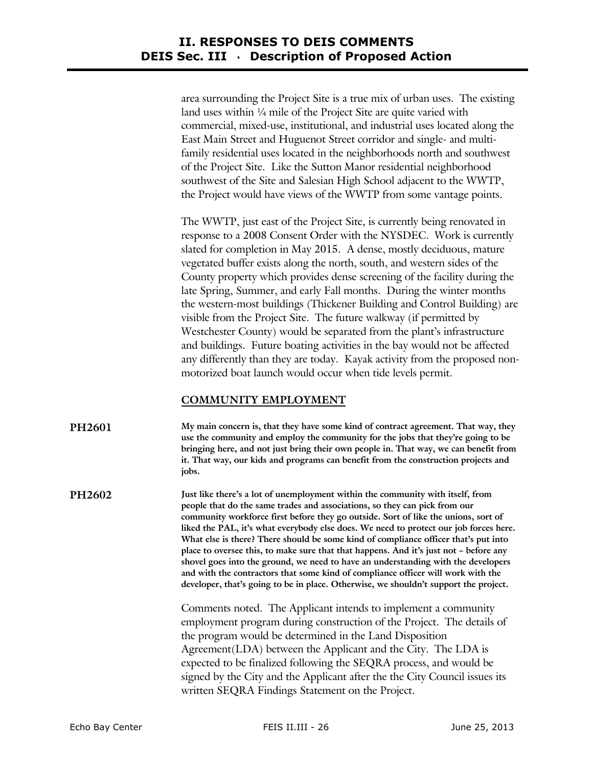area surrounding the Project Site is a true mix of urban uses. The existing land uses within ¼ mile of the Project Site are quite varied with commercial, mixed-use, institutional, and industrial uses located along the East Main Street and Huguenot Street corridor and single- and multi-family residential uses located in the neighborhoods north and southwest of the Project Site. Like the Sutton Manor residential neighborhood southwest of the Site and Salesian High School adjacent to the WWTP, the Project would have views of the WWTP from some vantage points.

The WWTP, just east of the Project Site, is currently being renovated in response to a 2008 Consent Order with the NYSDEC. Work is currently slated for completion in May 2015. A dense, mostly deciduous, mature vegetated buffer exists along the north, south, and western sides of the County property which provides dense screening of the facility during the late Spring, Summer, and early Fall months. During the winter months the western-most buildings (Thickener Building and Control Building) are visible from the Project Site. The future walkway (if permitted by Westchester County) would be separated from the plant's infrastructure and buildings. Future boating activities in the bay would not be affected any differently than they are today. Kayak activity from the proposed non-motorized boat launch would occur when tide levels permit.

## COMMUNITY EMPLOYMENT

**PH2601** **My main concern is, that they have some kind of contract agreement. That way, they use the community and employ the community for the jobs that they're going to be bringing here, and not just bring their own people in. That way, we can benefit from it. That way, our kids and programs can benefit from the construction projects and jobs.**

**PH2602** **Just like there's a lot of unemployment within the community with itself, from people that do the same trades and associations, so they can pick from our community workforce first before they go outside. Sort of like the unions, sort of liked the PAL, it's what everybody else does. We need to protect our job forces here. What else is there? There should be some kind of compliance officer that's put into place to oversee this, to make sure that that happens. And it's just not – before any shovel goes into the ground, we need to have an understanding with the developers and with the contractors that some kind of compliance officer will work with the developer, that's going to be in place. Otherwise, we shouldn't support the project.**

Comments noted. The Applicant intends to implement a community employment program during construction of the Project. The details of the program would be determined in the Land Disposition Agreement(LDA) between the Applicant and the City. The LDA is expected to be finalized following the SEQRA process, and would be signed by the City and the Applicant after the the City Council issues its written SEQRA Findings Statement on the Project.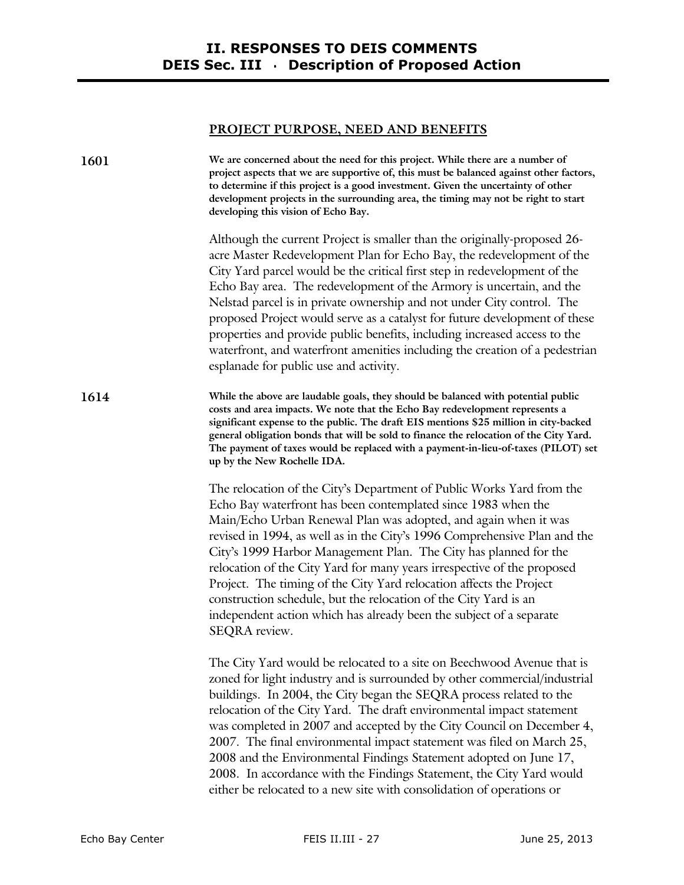## PROJECT PURPOSE, NEED AND BENEFITS

1601 **We are concerned about the need for this project. While there are a number of project aspects that we are supportive of, this must be balanced against other factors, to determine if this project is a good investment. Given the uncertainty of other development projects in the surrounding area, the timing may not be right to start developing this vision of Echo Bay.**

Although the current Project is smaller than the originally-proposed 26-acre Master Redevelopment Plan for Echo Bay, the redevelopment of the City Yard parcel would be the critical first step in redevelopment of the Echo Bay area. The redevelopment of the Armory is uncertain, and the Nelstad parcel is in private ownership and not under City control. The proposed Project would serve as a catalyst for future development of these properties and provide public benefits, including increased access to the waterfront, and waterfront amenities including the creation of a pedestrian esplanade for public use and activity.

1614 **While the above are laudable goals, they should be balanced with potential public costs and area impacts. We note that the Echo Bay redevelopment represents a significant expense to the public. The draft EIS mentions $25 million in city-backed general obligation bonds that will be sold to finance the relocation of the City Yard. The payment of taxes would be replaced with a payment-in-lieu-of-taxes (PILOT) set up by the New Rochelle IDA.**

The relocation of the City's Department of Public Works Yard from the Echo Bay waterfront has been contemplated since 1983 when the Main/Echo Urban Renewal Plan was adopted, and again when it was revised in 1994, as well as in the City's 1996 Comprehensive Plan and the City's 1999 Harbor Management Plan. The City has planned for the relocation of the City Yard for many years irrespective of the proposed Project. The timing of the City Yard relocation affects the Project construction schedule, but the relocation of the City Yard is an independent action which has already been the subject of a separate SEQRA review.

The City Yard would be relocated to a site on Beechwood Avenue that is zoned for light industry and is surrounded by other commercial/industrial buildings. In 2004, the City began the SEQRA process related to the relocation of the City Yard. The draft environmental impact statement was completed in 2007 and accepted by the City Council on December 4, 2007. The final environmental impact statement was filed on March 25, 2008 and the Environmental Findings Statement adopted on June 17, 2008. In accordance with the Findings Statement, the City Yard would either be relocated to a new site with consolidation of operations or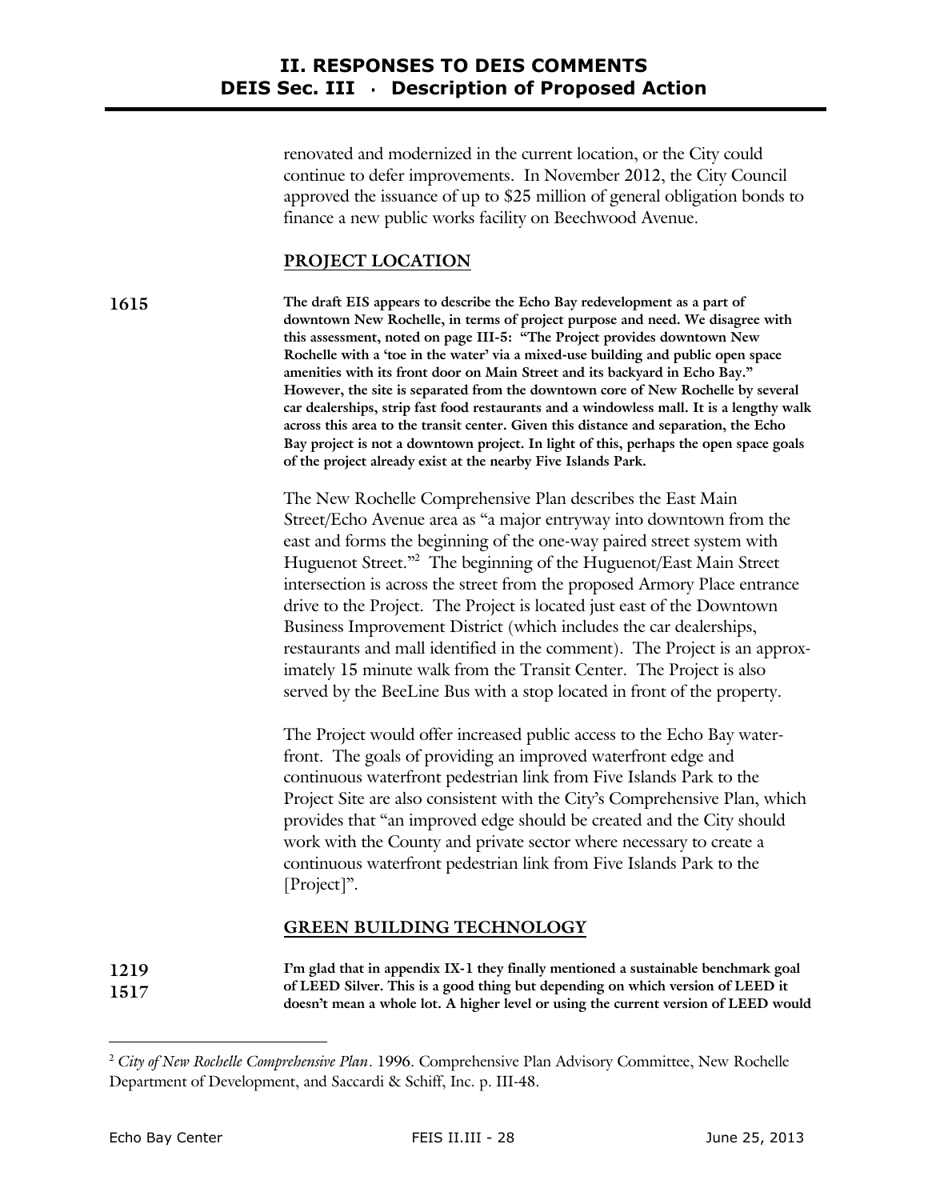renovated and modernized in the current location, or the City could continue to defer improvements. In November 2012, the City Council approved the issuance of up to $25 million of general obligation bonds to finance a new public works facility on Beechwood Avenue.

## PROJECT LOCATION

1615

**The draft EIS appears to describe the Echo Bay redevelopment as a part of downtown New Rochelle, in terms of project purpose and need. We disagree with this assessment, noted on page III-5: "The Project provides downtown New Rochelle with a 'toe in the water' via a mixed-use building and public open space amenities with its front door on Main Street and its backyard in Echo Bay." However, the site is separated from the downtown core of New Rochelle by several car dealerships, strip fast food restaurants and a windowless mall. It is a lengthy walk across this area to the transit center. Given this distance and separation, the Echo Bay project is not a downtown project. In light of this, perhaps the open space goals of the project already exist at the nearby Five Islands Park.**

The New Rochelle Comprehensive Plan describes the East Main Street/Echo Avenue area as "a major entryway into downtown from the east and forms the beginning of the one-way paired street system with Huguenot Street."[2] The beginning of the Huguenot/East Main Street intersection is across the street from the proposed Armory Place entrance drive to the Project. The Project is located just east of the Downtown Business Improvement District (which includes the car dealerships, restaurants and mall identified in the comment). The Project is an approximately 15 minute walk from the Transit Center. The Project is also served by the BeeLine Bus with a stop located in front of the property.

The Project would offer increased public access to the Echo Bay waterfront. The goals of providing an improved waterfront edge and continuous waterfront pedestrian link from Five Islands Park to the Project Site are also consistent with the City's Comprehensive Plan, which provides that "an improved edge should be created and the City should work with the County and private sector where necessary to create a continuous waterfront pedestrian link from Five Islands Park to the [Project]".

## GREEN BUILDING TECHNOLOGY

1219
1517

**I'm glad that in appendix IX-1 they finally mentioned a sustainable benchmark goal of LEED Silver. This is a good thing but depending on which version of LEED it doesn't mean a whole lot. A higher level or using the current version of LEED would**

[2] *City of New Rochelle Comprehensive Plan*. 1996. Comprehensive Plan Advisory Committee, New Rochelle Department of Development, and Saccardi & Schiff, Inc. p. III-48.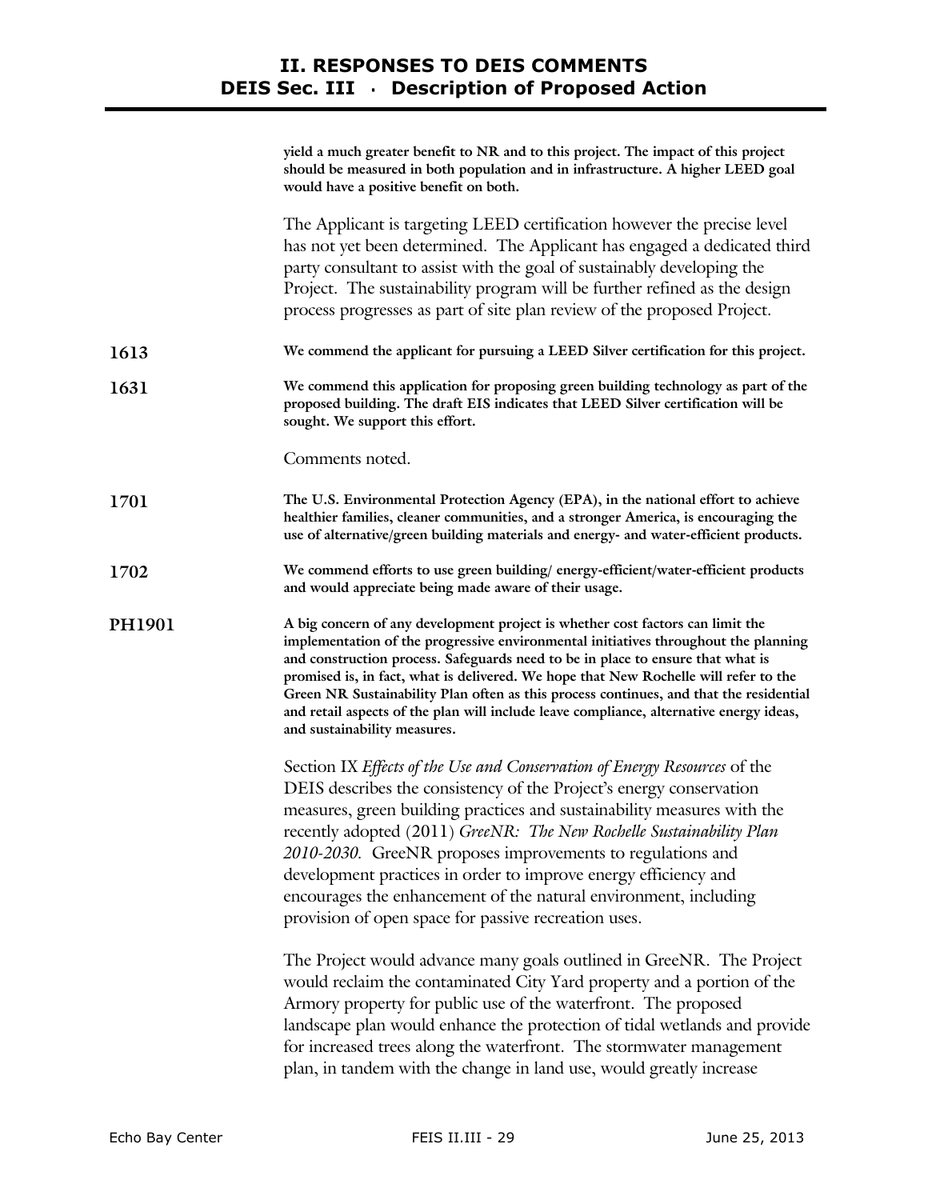**yield a much greater benefit to NR and to this project. The impact of this project should be measured in both population and in infrastructure. A higher LEED goal would have a positive benefit on both.**

The Applicant is targeting LEED certification however the precise level has not yet been determined. The Applicant has engaged a dedicated third party consultant to assist with the goal of sustainably developing the Project. The sustainability program will be further refined as the design process progresses as part of site plan review of the proposed Project.

**1613** **We commend the applicant for pursuing a LEED Silver certification for this project.**

**1631** **We commend this application for proposing green building technology as part of the proposed building. The draft EIS indicates that LEED Silver certification will be sought. We support this effort.**

Comments noted.

**1701** **The U.S. Environmental Protection Agency (EPA), in the national effort to achieve healthier families, cleaner communities, and a stronger America, is encouraging the use of alternative/green building materials and energy- and water-efficient products.**

**1702** **We commend efforts to use green building/ energy-efficient/water-efficient products and would appreciate being made aware of their usage.**

**PH1901** **A big concern of any development project is whether cost factors can limit the implementation of the progressive environmental initiatives throughout the planning and construction process. Safeguards need to be in place to ensure that what is promised is, in fact, what is delivered. We hope that New Rochelle will refer to the Green NR Sustainability Plan often as this process continues, and that the residential and retail aspects of the plan will include leave compliance, alternative energy ideas, and sustainability measures.**

Section IX *Effects of the Use and Conservation of Energy Resources* of the DEIS describes the consistency of the Project's energy conservation measures, green building practices and sustainability measures with the recently adopted (2011) *GreeNR: The New Rochelle Sustainability Plan 2010-2030.* GreeNR proposes improvements to regulations and development practices in order to improve energy efficiency and encourages the enhancement of the natural environment, including provision of open space for passive recreation uses.

The Project would advance many goals outlined in GreeNR. The Project would reclaim the contaminated City Yard property and a portion of the Armory property for public use of the waterfront. The proposed landscape plan would enhance the protection of tidal wetlands and provide for increased trees along the waterfront. The stormwater management plan, in tandem with the change in land use, would greatly increase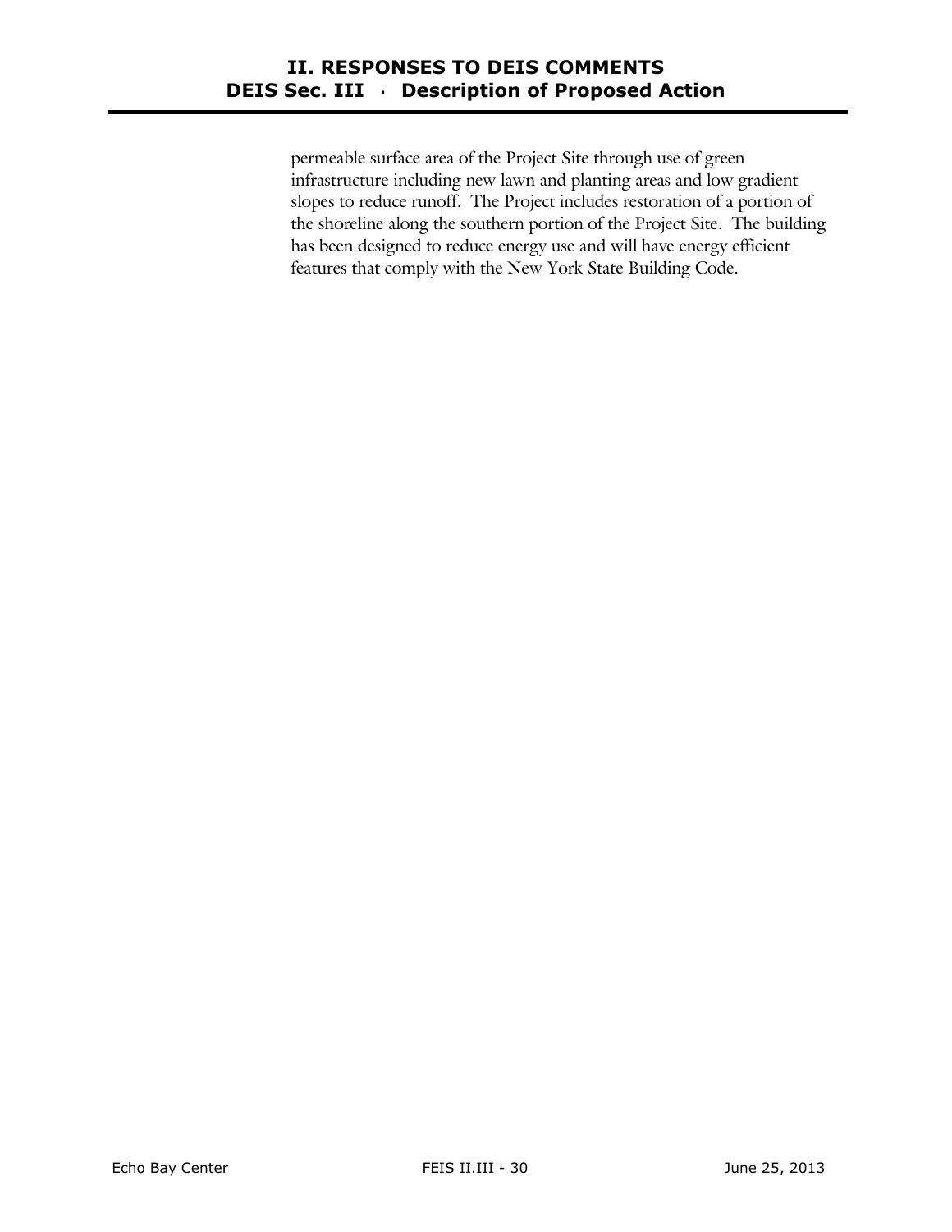permeable surface area of the Project Site through use of green infrastructure including new lawn and planting areas and low gradient slopes to reduce runoff. The Project includes restoration of a portion of the shoreline along the southern portion of the Project Site. The building has been designed to reduce energy use and will have energy efficient features that comply with the New York State Building Code.